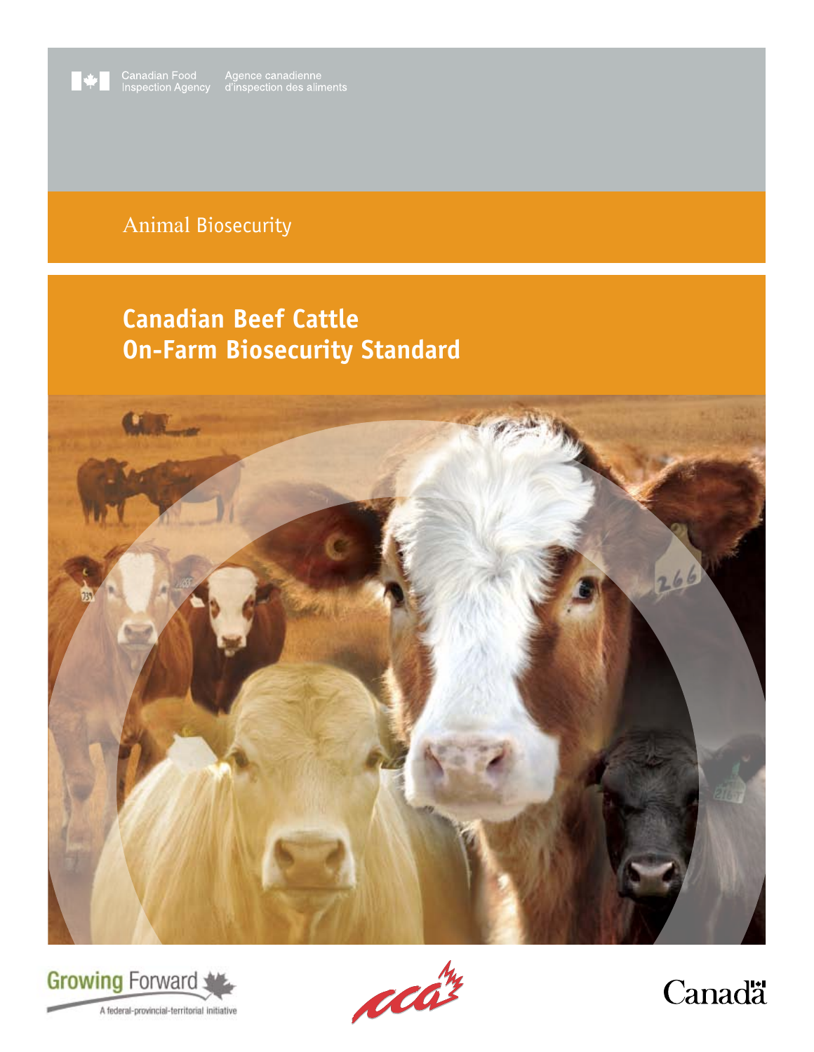Canadian Food Inspection Agency | Agence canadienne d'inspection des aliments

Animal Biosecurity

# Canadian Beef Cattle On-Farm Biosecurity Standard

Growing Forward — A federal-provincial-territorial initiative

Canada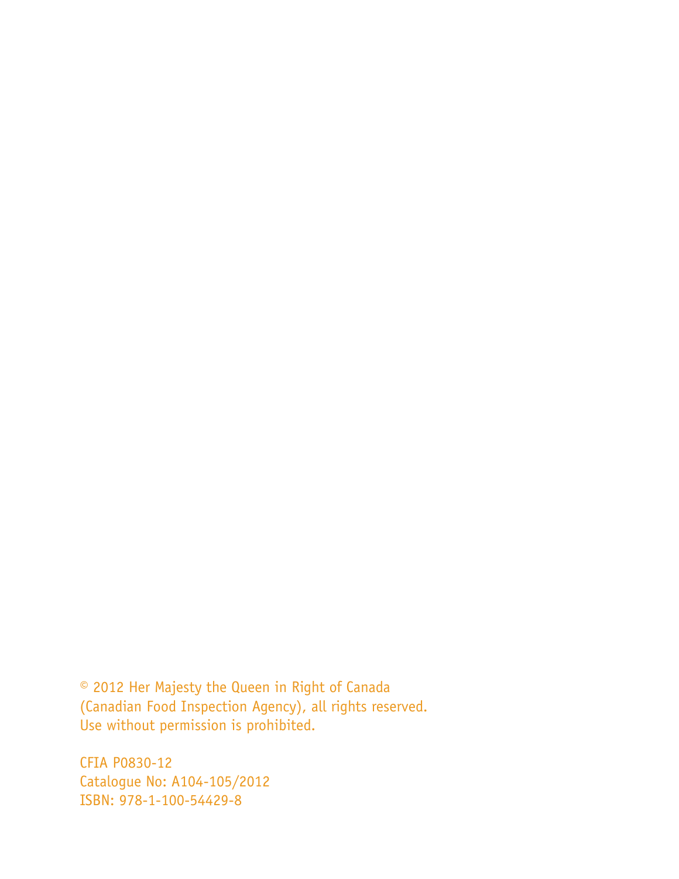© 2012 Her Majesty the Queen in Right of Canada
(Canadian Food Inspection Agency), all rights reserved.
Use without permission is prohibited.

CFIA P0830-12
Catalogue No: A104-105/2012
ISBN: 978-1-100-54429-8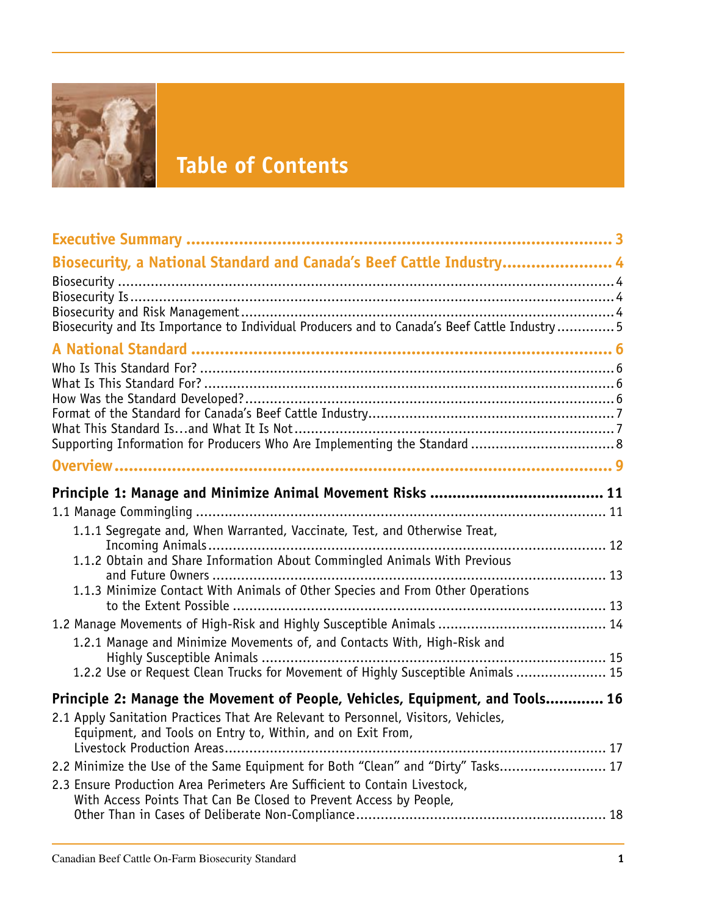# Table of Contents

**Executive Summary** .... 3

**Biosecurity, a National Standard and Canada's Beef Cattle Industry** .... 4

Biosecurity .... 4
Biosecurity Is .... 4
Biosecurity and Risk Management .... 4
Biosecurity and Its Importance to Individual Producers and to Canada's Beef Cattle Industry .... 5

**A National Standard** .... 6

Who Is This Standard For? .... 6
What Is This Standard For? .... 6
How Was the Standard Developed? .... 6
Format of the Standard for Canada's Beef Cattle Industry .... 7
What This Standard Is…and What It Is Not .... 7
Supporting Information for Producers Who Are Implementing the Standard .... 8

**Overview** .... 9

**Principle 1: Manage and Minimize Animal Movement Risks** .... 11

1.1 Manage Commingling .... 11
- 1.1.1 Segregate and, When Warranted, Vaccinate, Test, and Otherwise Treat, Incoming Animals .... 12
- 1.1.2 Obtain and Share Information About Commingled Animals With Previous and Future Owners .... 13
- 1.1.3 Minimize Contact With Animals of Other Species and From Other Operations to the Extent Possible .... 13

1.2 Manage Movements of High-Risk and Highly Susceptible Animals .... 14
- 1.2.1 Manage and Minimize Movements of, and Contacts With, High-Risk and Highly Susceptible Animals .... 15
- 1.2.2 Use or Request Clean Trucks for Movement of Highly Susceptible Animals .... 15

**Principle 2: Manage the Movement of People, Vehicles, Equipment, and Tools** .... 16

2.1 Apply Sanitation Practices That Are Relevant to Personnel, Visitors, Vehicles, Equipment, and Tools on Entry to, Within, and on Exit From, Livestock Production Areas .... 17

2.2 Minimize the Use of the Same Equipment for Both "Clean" and "Dirty" Tasks .... 17

2.3 Ensure Production Area Perimeters Are Sufficient to Contain Livestock, With Access Points That Can Be Closed to Prevent Access by People, Other Than in Cases of Deliberate Non-Compliance .... 18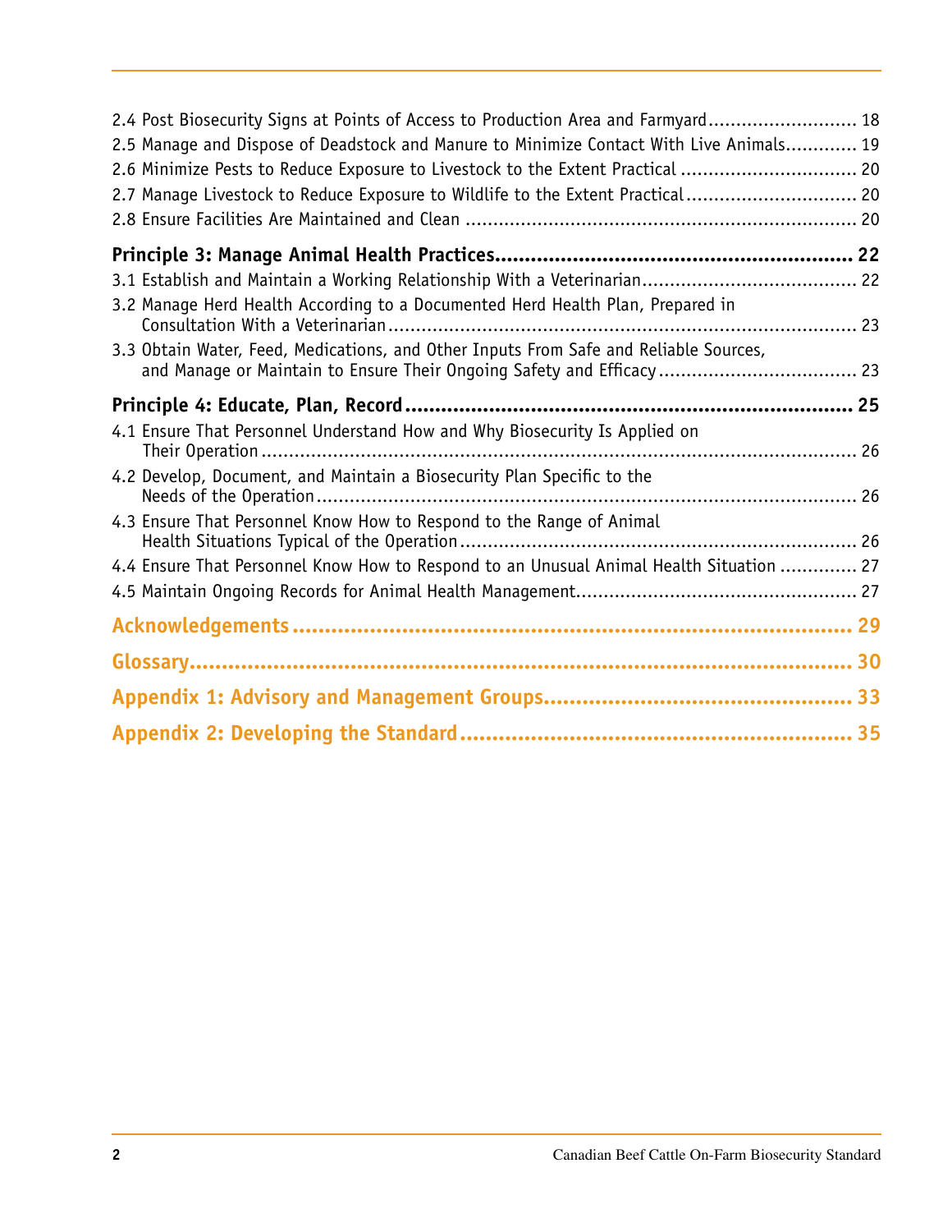2.4 Post Biosecurity Signs at Points of Access to Production Area and Farmyard .......... 18

2.5 Manage and Dispose of Deadstock and Manure to Minimize Contact With Live Animals .......... 19

2.6 Minimize Pests to Reduce Exposure to Livestock to the Extent Practical .......... 20

2.7 Manage Livestock to Reduce Exposure to Wildlife to the Extent Practical .......... 20

2.8 Ensure Facilities Are Maintained and Clean .......... 20

**Principle 3: Manage Animal Health Practices .......... 22**

3.1 Establish and Maintain a Working Relationship With a Veterinarian .......... 22

3.2 Manage Herd Health According to a Documented Herd Health Plan, Prepared in Consultation With a Veterinarian .......... 23

3.3 Obtain Water, Feed, Medications, and Other Inputs From Safe and Reliable Sources, and Manage or Maintain to Ensure Their Ongoing Safety and Efficacy .......... 23

**Principle 4: Educate, Plan, Record .......... 25**

4.1 Ensure That Personnel Understand How and Why Biosecurity Is Applied on Their Operation .......... 26

4.2 Develop, Document, and Maintain a Biosecurity Plan Specific to the Needs of the Operation .......... 26

4.3 Ensure That Personnel Know How to Respond to the Range of Animal Health Situations Typical of the Operation .......... 26

4.4 Ensure That Personnel Know How to Respond to an Unusual Animal Health Situation .......... 27

4.5 Maintain Ongoing Records for Animal Health Management .......... 27

**Acknowledgements .......... 29**

**Glossary .......... 30**

**Appendix 1: Advisory and Management Groups .......... 33**

**Appendix 2: Developing the Standard .......... 35**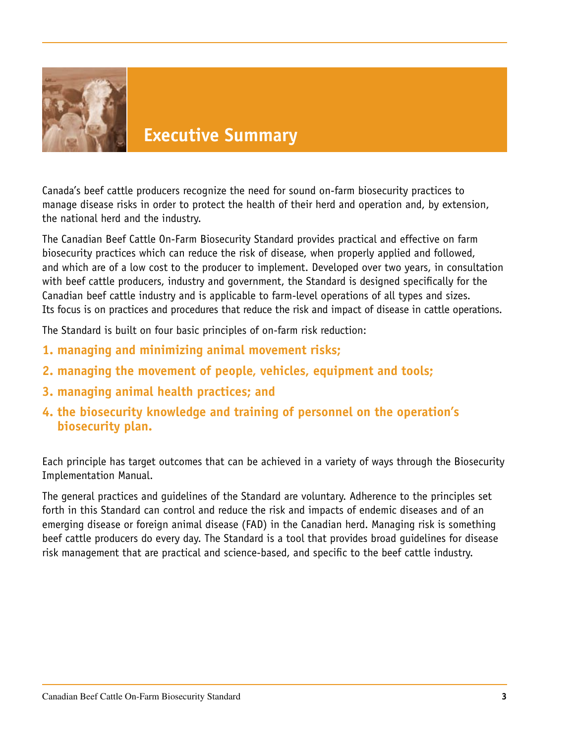# Executive Summary

Canada's beef cattle producers recognize the need for sound on-farm biosecurity practices to manage disease risks in order to protect the health of their herd and operation and, by extension, the national herd and the industry.

The Canadian Beef Cattle On-Farm Biosecurity Standard provides practical and effective on farm biosecurity practices which can reduce the risk of disease, when properly applied and followed, and which are of a low cost to the producer to implement. Developed over two years, in consultation with beef cattle producers, industry and government, the Standard is designed specifically for the Canadian beef cattle industry and is applicable to farm-level operations of all types and sizes. Its focus is on practices and procedures that reduce the risk and impact of disease in cattle operations.

The Standard is built on four basic principles of on-farm risk reduction:

1. **managing and minimizing animal movement risks;**
2. **managing the movement of people, vehicles, equipment and tools;**
3. **managing animal health practices; and**
4. **the biosecurity knowledge and training of personnel on the operation's biosecurity plan.**

Each principle has target outcomes that can be achieved in a variety of ways through the Biosecurity Implementation Manual.

The general practices and guidelines of the Standard are voluntary. Adherence to the principles set forth in this Standard can control and reduce the risk and impacts of endemic diseases and of an emerging disease or foreign animal disease (FAD) in the Canadian herd. Managing risk is something beef cattle producers do every day. The Standard is a tool that provides broad guidelines for disease risk management that are practical and science-based, and specific to the beef cattle industry.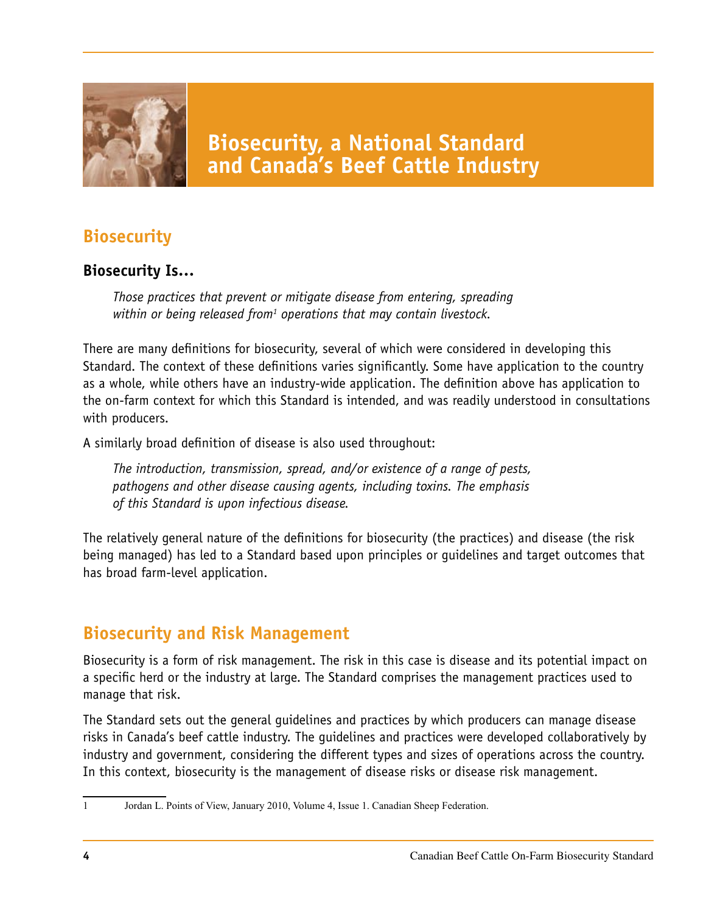# Biosecurity, a National Standard and Canada's Beef Cattle Industry

## Biosecurity

### Biosecurity Is…

*Those practices that prevent or mitigate disease from entering, spreading within or being released from[1] operations that may contain livestock.*

There are many definitions for biosecurity, several of which were considered in developing this Standard. The context of these definitions varies significantly. Some have application to the country as a whole, while others have an industry-wide application. The definition above has application to the on-farm context for which this Standard is intended, and was readily understood in consultations with producers.

A similarly broad definition of disease is also used throughout:

*The introduction, transmission, spread, and/or existence of a range of pests, pathogens and other disease causing agents, including toxins. The emphasis of this Standard is upon infectious disease.*

The relatively general nature of the definitions for biosecurity (the practices) and disease (the risk being managed) has led to a Standard based upon principles or guidelines and target outcomes that has broad farm-level application.

## Biosecurity and Risk Management

Biosecurity is a form of risk management. The risk in this case is disease and its potential impact on a specific herd or the industry at large. The Standard comprises the management practices used to manage that risk.

The Standard sets out the general guidelines and practices by which producers can manage disease risks in Canada's beef cattle industry. The guidelines and practices were developed collaboratively by industry and government, considering the different types and sizes of operations across the country. In this context, biosecurity is the management of disease risks or disease risk management.

---

1 Jordan L. Points of View, January 2010, Volume 4, Issue 1. Canadian Sheep Federation.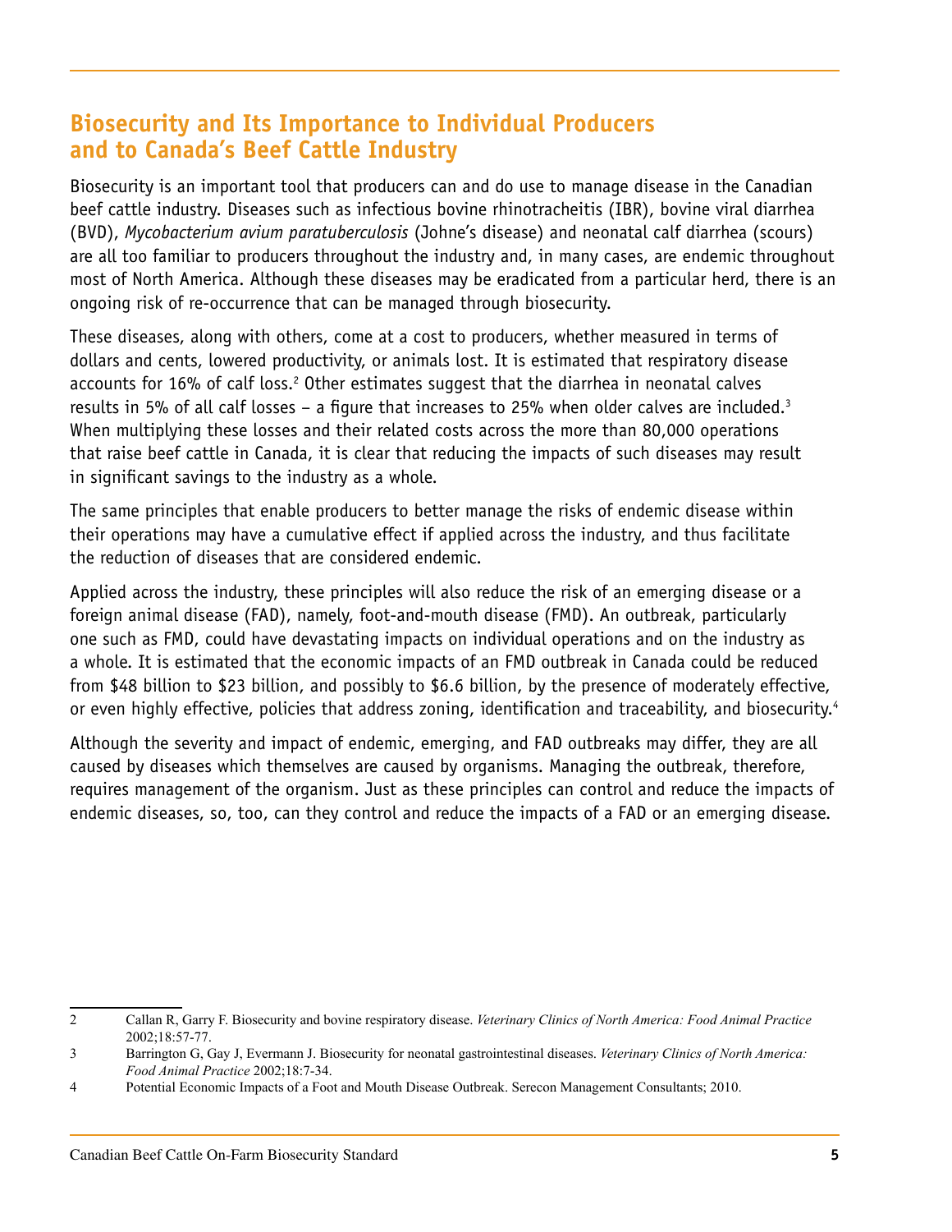## Biosecurity and Its Importance to Individual Producers and to Canada's Beef Cattle Industry

Biosecurity is an important tool that producers can and do use to manage disease in the Canadian beef cattle industry. Diseases such as infectious bovine rhinotracheitis (IBR), bovine viral diarrhea (BVD), *Mycobacterium avium paratuberculosis* (Johne's disease) and neonatal calf diarrhea (scours) are all too familiar to producers throughout the industry and, in many cases, are endemic throughout most of North America. Although these diseases may be eradicated from a particular herd, there is an ongoing risk of re-occurrence that can be managed through biosecurity.

These diseases, along with others, come at a cost to producers, whether measured in terms of dollars and cents, lowered productivity, or animals lost. It is estimated that respiratory disease accounts for 16% of calf loss.[2] Other estimates suggest that the diarrhea in neonatal calves results in 5% of all calf losses – a figure that increases to 25% when older calves are included.[3] When multiplying these losses and their related costs across the more than 80,000 operations that raise beef cattle in Canada, it is clear that reducing the impacts of such diseases may result in significant savings to the industry as a whole.

The same principles that enable producers to better manage the risks of endemic disease within their operations may have a cumulative effect if applied across the industry, and thus facilitate the reduction of diseases that are considered endemic.

Applied across the industry, these principles will also reduce the risk of an emerging disease or a foreign animal disease (FAD), namely, foot-and-mouth disease (FMD). An outbreak, particularly one such as FMD, could have devastating impacts on individual operations and on the industry as a whole. It is estimated that the economic impacts of an FMD outbreak in Canada could be reduced from $48 billion to $23 billion, and possibly to $6.6 billion, by the presence of moderately effective, or even highly effective, policies that address zoning, identification and traceability, and biosecurity.[4]

Although the severity and impact of endemic, emerging, and FAD outbreaks may differ, they are all caused by diseases which themselves are caused by organisms. Managing the outbreak, therefore, requires management of the organism. Just as these principles can control and reduce the impacts of endemic diseases, so, too, can they control and reduce the impacts of a FAD or an emerging disease.

---

2 Callan R, Garry F. Biosecurity and bovine respiratory disease. *Veterinary Clinics of North America: Food Animal Practice* 2002;18:57-77.

3 Barrington G, Gay J, Evermann J. Biosecurity for neonatal gastrointestinal diseases. *Veterinary Clinics of North America: Food Animal Practice* 2002;18:7-34.

4 Potential Economic Impacts of a Foot and Mouth Disease Outbreak. Serecon Management Consultants; 2010.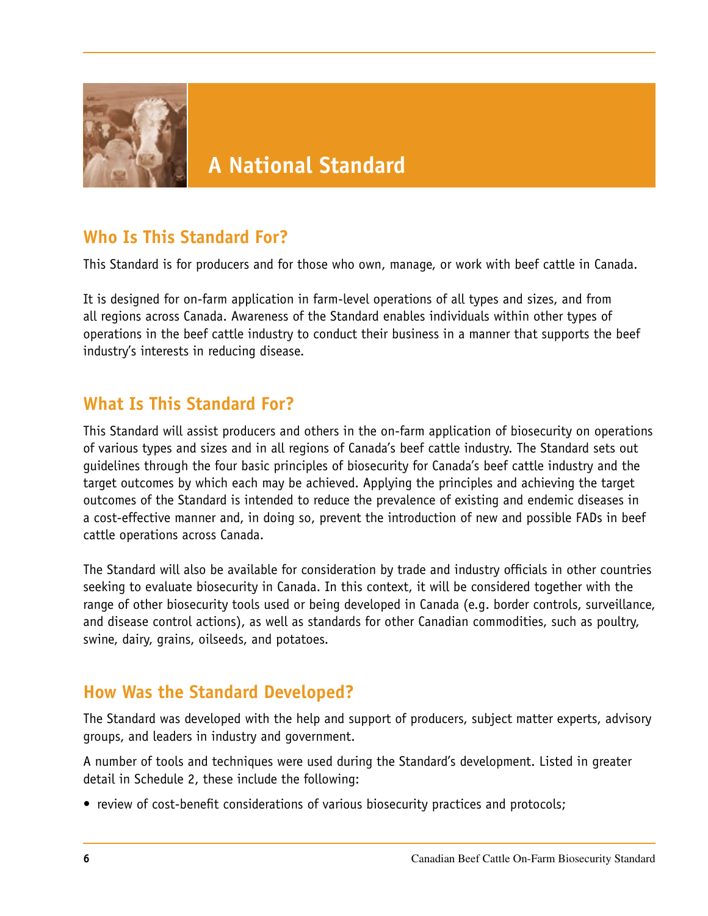# A National Standard

## Who Is This Standard For?

This Standard is for producers and for those who own, manage, or work with beef cattle in Canada.

It is designed for on-farm application in farm-level operations of all types and sizes, and from all regions across Canada. Awareness of the Standard enables individuals within other types of operations in the beef cattle industry to conduct their business in a manner that supports the beef industry's interests in reducing disease.

## What Is This Standard For?

This Standard will assist producers and others in the on-farm application of biosecurity on operations of various types and sizes and in all regions of Canada's beef cattle industry. The Standard sets out guidelines through the four basic principles of biosecurity for Canada's beef cattle industry and the target outcomes by which each may be achieved. Applying the principles and achieving the target outcomes of the Standard is intended to reduce the prevalence of existing and endemic diseases in a cost-effective manner and, in doing so, prevent the introduction of new and possible FADs in beef cattle operations across Canada.

The Standard will also be available for consideration by trade and industry officials in other countries seeking to evaluate biosecurity in Canada. In this context, it will be considered together with the range of other biosecurity tools used or being developed in Canada (e.g. border controls, surveillance, and disease control actions), as well as standards for other Canadian commodities, such as poultry, swine, dairy, grains, oilseeds, and potatoes.

## How Was the Standard Developed?

The Standard was developed with the help and support of producers, subject matter experts, advisory groups, and leaders in industry and government.

A number of tools and techniques were used during the Standard's development. Listed in greater detail in Schedule 2, these include the following:

- review of cost-benefit considerations of various biosecurity practices and protocols;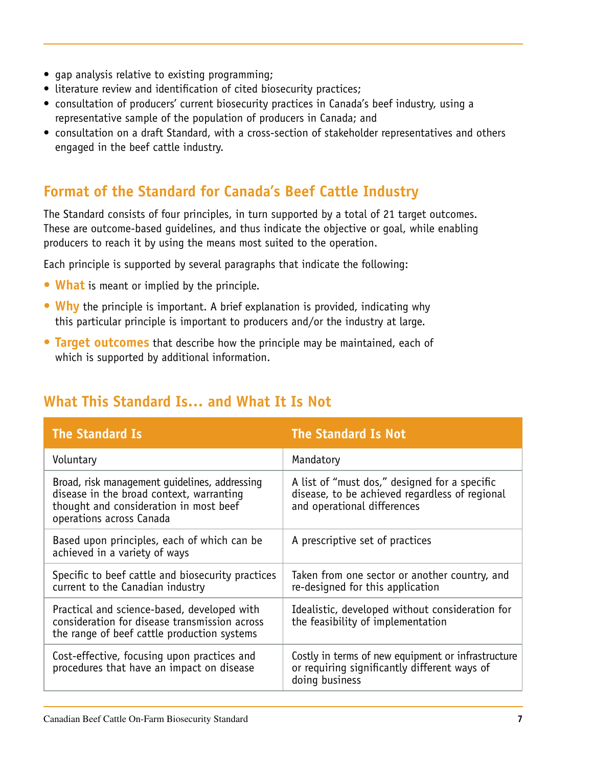- gap analysis relative to existing programming;
- literature review and identification of cited biosecurity practices;
- consultation of producers' current biosecurity practices in Canada's beef industry, using a representative sample of the population of producers in Canada; and
- consultation on a draft Standard, with a cross-section of stakeholder representatives and others engaged in the beef cattle industry.

## Format of the Standard for Canada's Beef Cattle Industry

The Standard consists of four principles, in turn supported by a total of 21 target outcomes. These are outcome-based guidelines, and thus indicate the objective or goal, while enabling producers to reach it by using the means most suited to the operation.

Each principle is supported by several paragraphs that indicate the following:

- **What** is meant or implied by the principle.
- **Why** the principle is important. A brief explanation is provided, indicating why this particular principle is important to producers and/or the industry at large.
- **Target outcomes** that describe how the principle may be maintained, each of which is supported by additional information.

## What This Standard Is... and What It Is Not

| The Standard Is | The Standard Is Not |
|---|---|
| Voluntary | Mandatory |
| Broad, risk management guidelines, addressing disease in the broad context, warranting thought and consideration in most beef operations across Canada | A list of "must dos," designed for a specific disease, to be achieved regardless of regional and operational differences |
| Based upon principles, each of which can be achieved in a variety of ways | A prescriptive set of practices |
| Specific to beef cattle and biosecurity practices current to the Canadian industry | Taken from one sector or another country, and re-designed for this application |
| Practical and science-based, developed with consideration for disease transmission across the range of beef cattle production systems | Idealistic, developed without consideration for the feasibility of implementation |
| Cost-effective, focusing upon practices and procedures that have an impact on disease | Costly in terms of new equipment or infrastructure or requiring significantly different ways of doing business |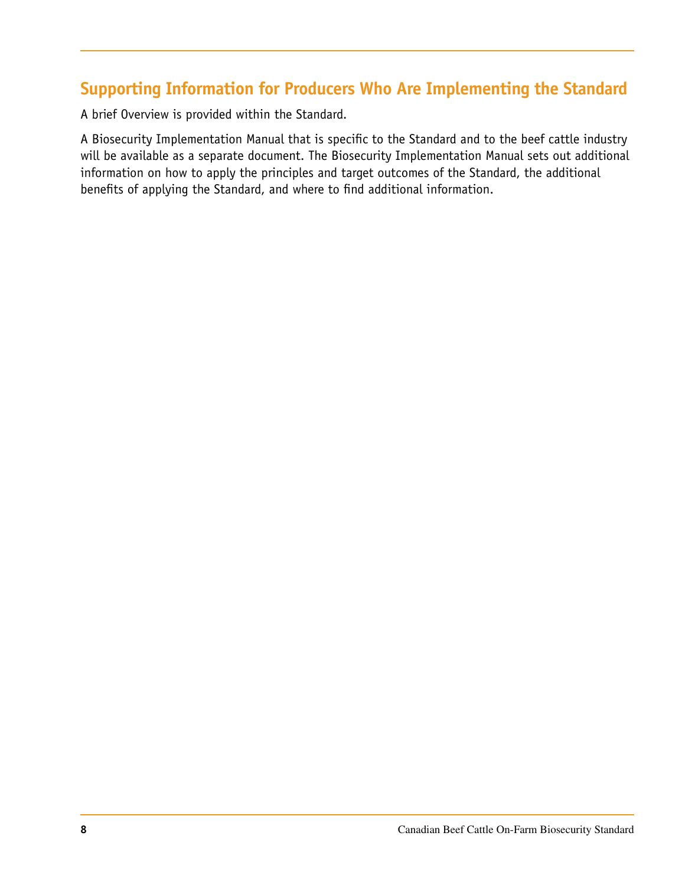## Supporting Information for Producers Who Are Implementing the Standard

A brief Overview is provided within the Standard.

A Biosecurity Implementation Manual that is specific to the Standard and to the beef cattle industry will be available as a separate document. The Biosecurity Implementation Manual sets out additional information on how to apply the principles and target outcomes of the Standard, the additional benefits of applying the Standard, and where to find additional information.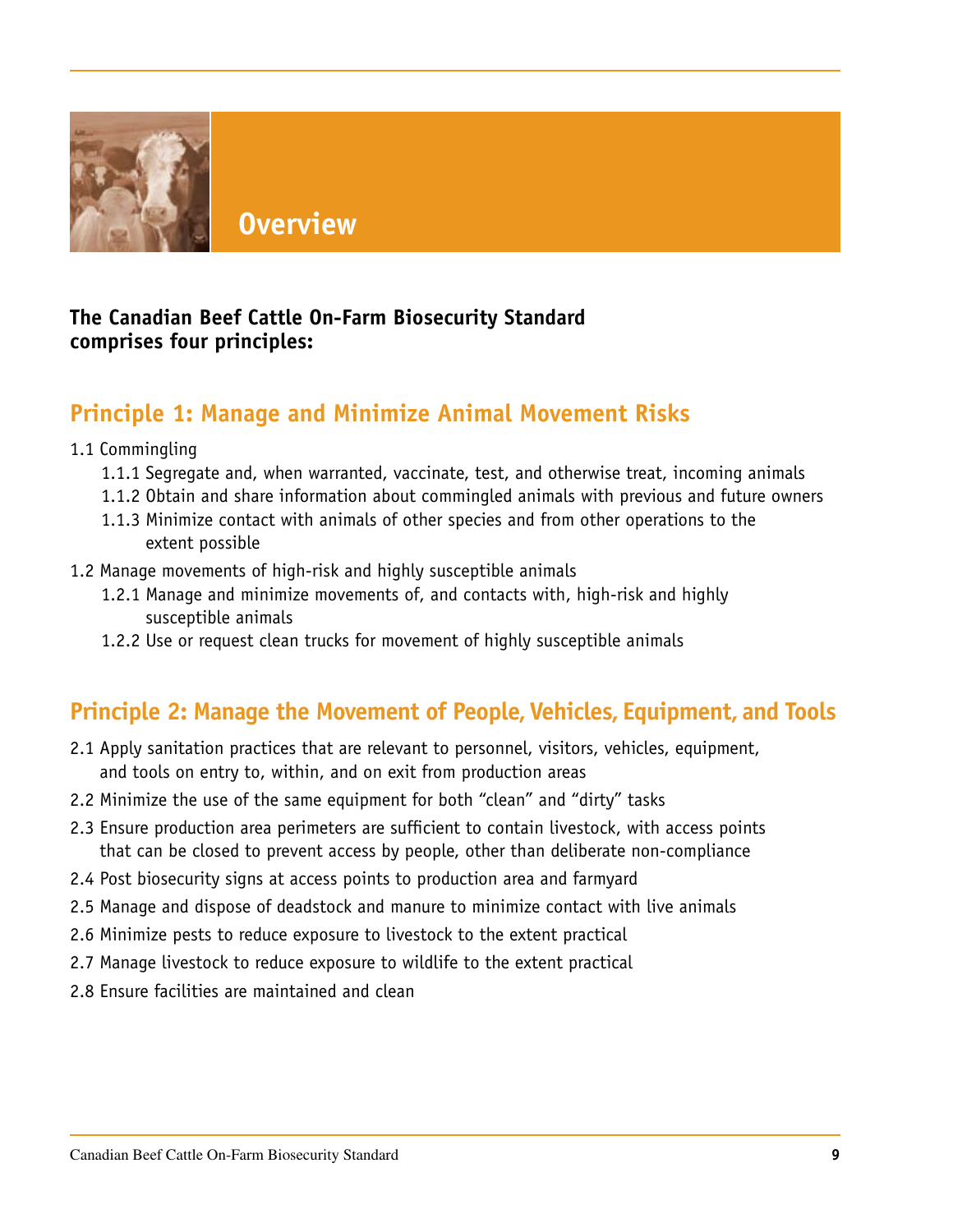# Overview

**The Canadian Beef Cattle On-Farm Biosecurity Standard comprises four principles:**

## Principle 1: Manage and Minimize Animal Movement Risks

1.1 Commingling

- 1.1.1 Segregate and, when warranted, vaccinate, test, and otherwise treat, incoming animals
- 1.1.2 Obtain and share information about commingled animals with previous and future owners
- 1.1.3 Minimize contact with animals of other species and from other operations to the extent possible

1.2 Manage movements of high-risk and highly susceptible animals

- 1.2.1 Manage and minimize movements of, and contacts with, high-risk and highly susceptible animals
- 1.2.2 Use or request clean trucks for movement of highly susceptible animals

## Principle 2: Manage the Movement of People, Vehicles, Equipment, and Tools

2.1 Apply sanitation practices that are relevant to personnel, visitors, vehicles, equipment, and tools on entry to, within, and on exit from production areas

2.2 Minimize the use of the same equipment for both "clean" and "dirty" tasks

2.3 Ensure production area perimeters are sufficient to contain livestock, with access points that can be closed to prevent access by people, other than deliberate non-compliance

2.4 Post biosecurity signs at access points to production area and farmyard

2.5 Manage and dispose of deadstock and manure to minimize contact with live animals

2.6 Minimize pests to reduce exposure to livestock to the extent practical

2.7 Manage livestock to reduce exposure to wildlife to the extent practical

2.8 Ensure facilities are maintained and clean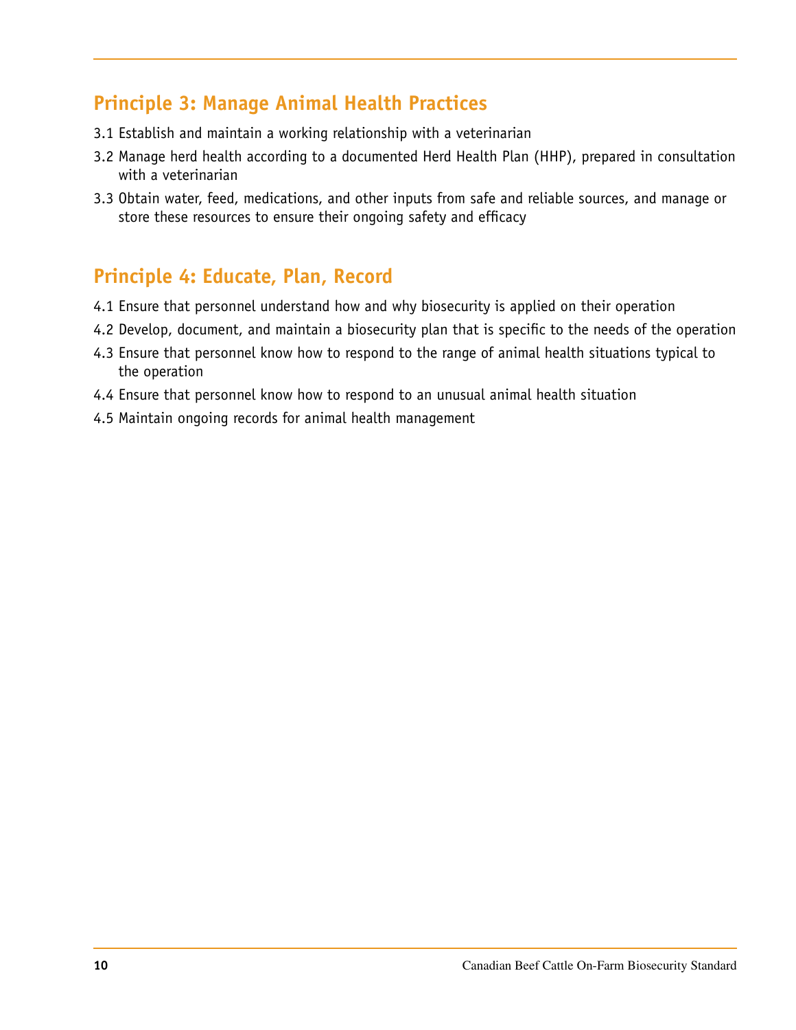## Principle 3: Manage Animal Health Practices

3.1 Establish and maintain a working relationship with a veterinarian

3.2 Manage herd health according to a documented Herd Health Plan (HHP), prepared in consultation with a veterinarian

3.3 Obtain water, feed, medications, and other inputs from safe and reliable sources, and manage or store these resources to ensure their ongoing safety and efficacy

## Principle 4: Educate, Plan, Record

4.1 Ensure that personnel understand how and why biosecurity is applied on their operation

4.2 Develop, document, and maintain a biosecurity plan that is specific to the needs of the operation

4.3 Ensure that personnel know how to respond to the range of animal health situations typical to the operation

4.4 Ensure that personnel know how to respond to an unusual animal health situation

4.5 Maintain ongoing records for animal health management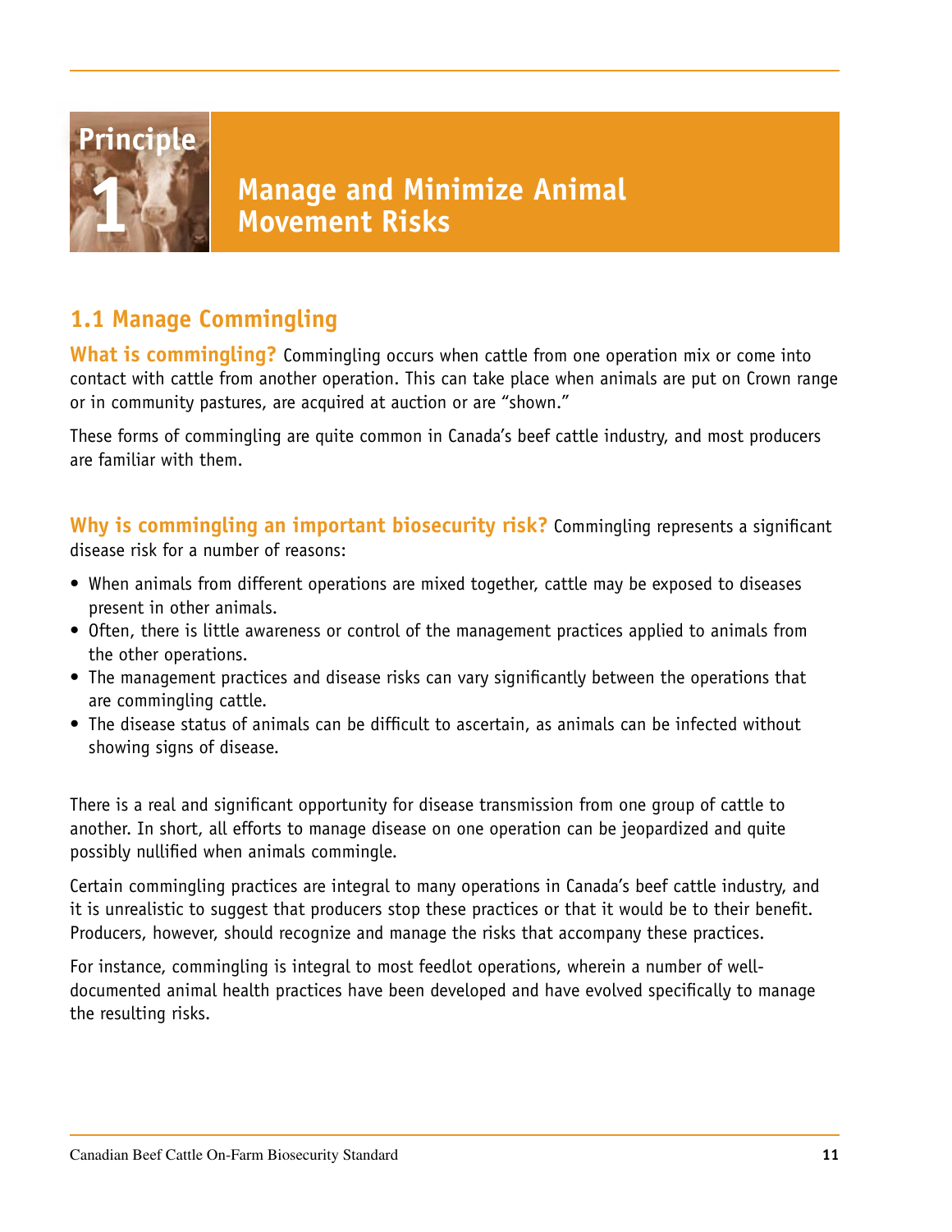# Principle 1 Manage and Minimize Animal Movement Risks

## 1.1 Manage Commingling

**What is commingling?** Commingling occurs when cattle from one operation mix or come into contact with cattle from another operation. This can take place when animals are put on Crown range or in community pastures, are acquired at auction or are "shown."

These forms of commingling are quite common in Canada's beef cattle industry, and most producers are familiar with them.

**Why is commingling an important biosecurity risk?** Commingling represents a significant disease risk for a number of reasons:

- When animals from different operations are mixed together, cattle may be exposed to diseases present in other animals.
- Often, there is little awareness or control of the management practices applied to animals from the other operations.
- The management practices and disease risks can vary significantly between the operations that are commingling cattle.
- The disease status of animals can be difficult to ascertain, as animals can be infected without showing signs of disease.

There is a real and significant opportunity for disease transmission from one group of cattle to another. In short, all efforts to manage disease on one operation can be jeopardized and quite possibly nullified when animals commingle.

Certain commingling practices are integral to many operations in Canada's beef cattle industry, and it is unrealistic to suggest that producers stop these practices or that it would be to their benefit. Producers, however, should recognize and manage the risks that accompany these practices.

For instance, commingling is integral to most feedlot operations, wherein a number of well-documented animal health practices have been developed and have evolved specifically to manage the resulting risks.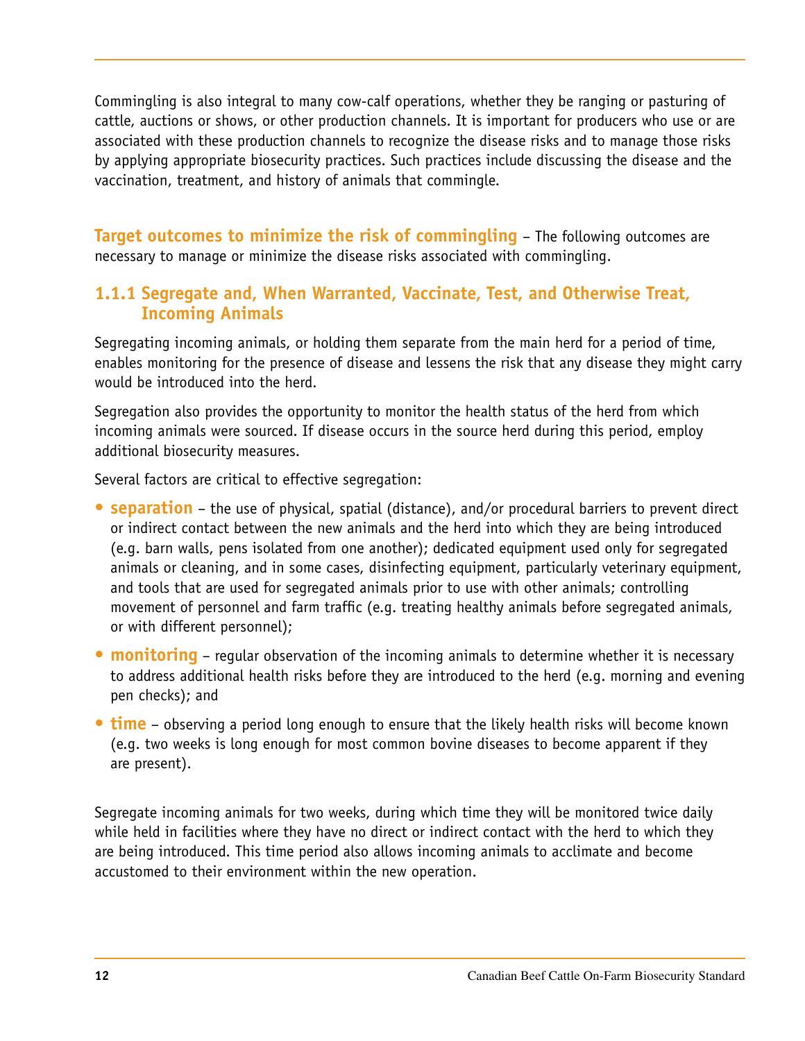Commingling is also integral to many cow-calf operations, whether they be ranging or pasturing of cattle, auctions or shows, or other production channels. It is important for producers who use or are associated with these production channels to recognize the disease risks and to manage those risks by applying appropriate biosecurity practices. Such practices include discussing the disease and the vaccination, treatment, and history of animals that commingle.

**Target outcomes to minimize the risk of commingling** – The following outcomes are necessary to manage or minimize the disease risks associated with commingling.

### 1.1.1 Segregate and, When Warranted, Vaccinate, Test, and Otherwise Treat, Incoming Animals

Segregating incoming animals, or holding them separate from the main herd for a period of time, enables monitoring for the presence of disease and lessens the risk that any disease they might carry would be introduced into the herd.

Segregation also provides the opportunity to monitor the health status of the herd from which incoming animals were sourced. If disease occurs in the source herd during this period, employ additional biosecurity measures.

Several factors are critical to effective segregation:

- **separation** – the use of physical, spatial (distance), and/or procedural barriers to prevent direct or indirect contact between the new animals and the herd into which they are being introduced (e.g. barn walls, pens isolated from one another); dedicated equipment used only for segregated animals or cleaning, and in some cases, disinfecting equipment, particularly veterinary equipment, and tools that are used for segregated animals prior to use with other animals; controlling movement of personnel and farm traffic (e.g. treating healthy animals before segregated animals, or with different personnel);
- **monitoring** – regular observation of the incoming animals to determine whether it is necessary to address additional health risks before they are introduced to the herd (e.g. morning and evening pen checks); and
- **time** – observing a period long enough to ensure that the likely health risks will become known (e.g. two weeks is long enough for most common bovine diseases to become apparent if they are present).

Segregate incoming animals for two weeks, during which time they will be monitored twice daily while held in facilities where they have no direct or indirect contact with the herd to which they are being introduced. This time period also allows incoming animals to acclimate and become accustomed to their environment within the new operation.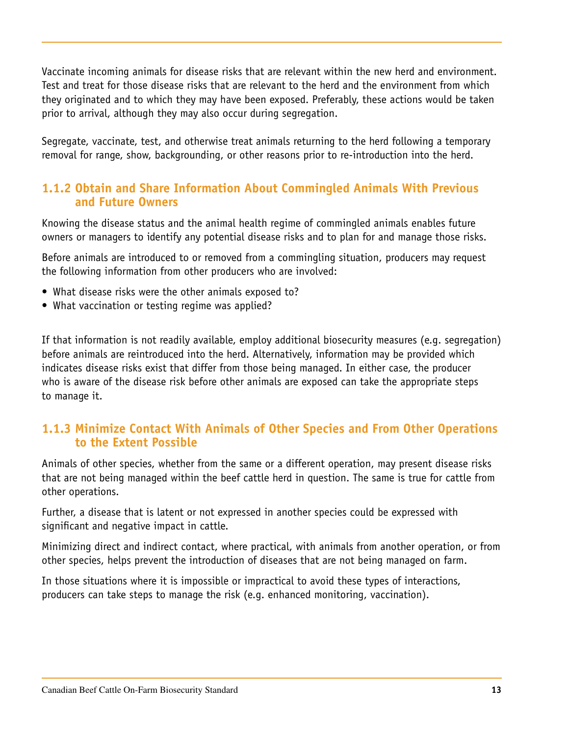Vaccinate incoming animals for disease risks that are relevant within the new herd and environment. Test and treat for those disease risks that are relevant to the herd and the environment from which they originated and to which they may have been exposed. Preferably, these actions would be taken prior to arrival, although they may also occur during segregation.

Segregate, vaccinate, test, and otherwise treat animals returning to the herd following a temporary removal for range, show, backgrounding, or other reasons prior to re-introduction into the herd.

### 1.1.2 Obtain and Share Information About Commingled Animals With Previous and Future Owners

Knowing the disease status and the animal health regime of commingled animals enables future owners or managers to identify any potential disease risks and to plan for and manage those risks.

Before animals are introduced to or removed from a commingling situation, producers may request the following information from other producers who are involved:

- What disease risks were the other animals exposed to?
- What vaccination or testing regime was applied?

If that information is not readily available, employ additional biosecurity measures (e.g. segregation) before animals are reintroduced into the herd. Alternatively, information may be provided which indicates disease risks exist that differ from those being managed. In either case, the producer who is aware of the disease risk before other animals are exposed can take the appropriate steps to manage it.

### 1.1.3 Minimize Contact With Animals of Other Species and From Other Operations to the Extent Possible

Animals of other species, whether from the same or a different operation, may present disease risks that are not being managed within the beef cattle herd in question. The same is true for cattle from other operations.

Further, a disease that is latent or not expressed in another species could be expressed with significant and negative impact in cattle.

Minimizing direct and indirect contact, where practical, with animals from another operation, or from other species, helps prevent the introduction of diseases that are not being managed on farm.

In those situations where it is impossible or impractical to avoid these types of interactions, producers can take steps to manage the risk (e.g. enhanced monitoring, vaccination).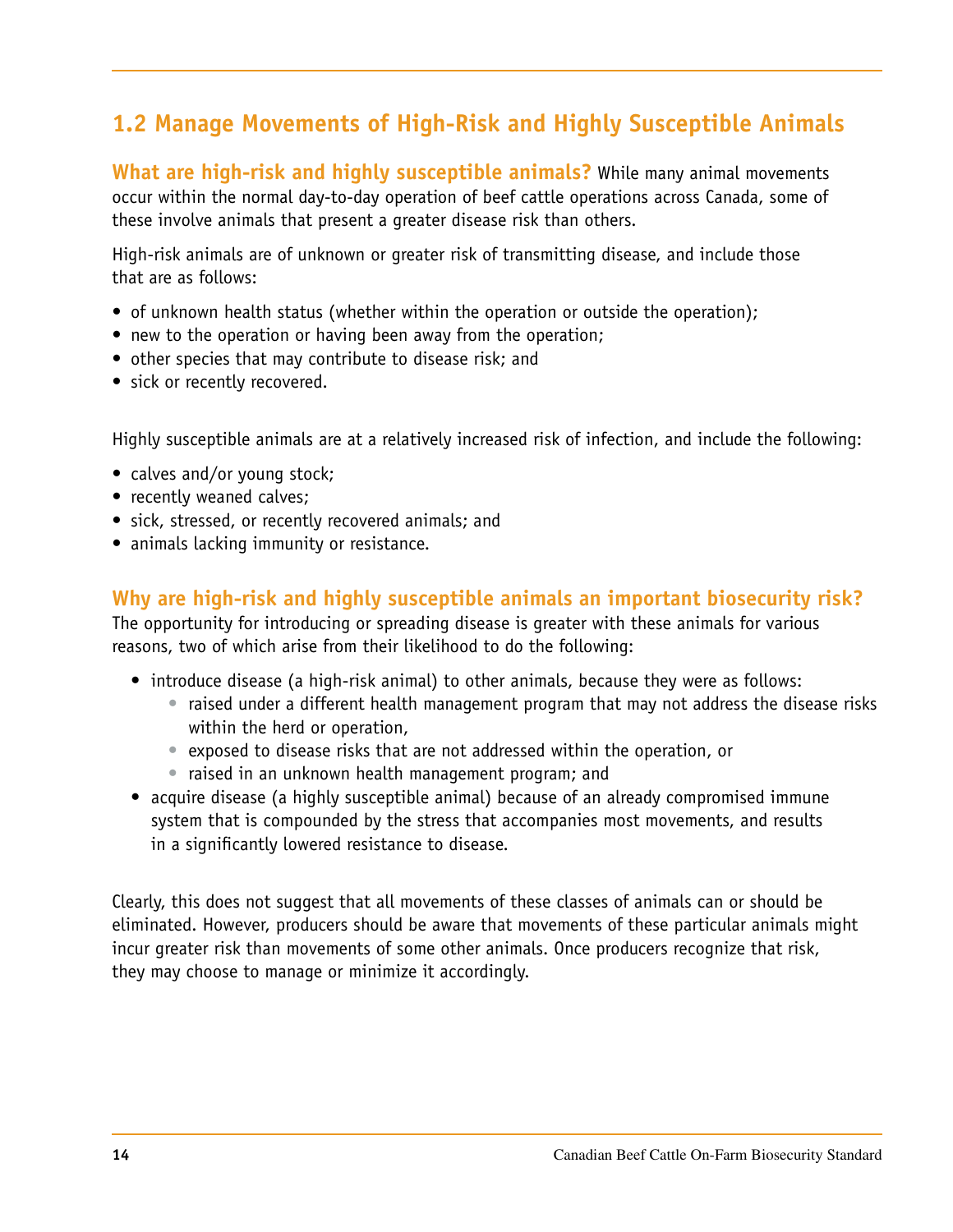## 1.2 Manage Movements of High-Risk and Highly Susceptible Animals

**What are high-risk and highly susceptible animals?** While many animal movements occur within the normal day-to-day operation of beef cattle operations across Canada, some of these involve animals that present a greater disease risk than others.

High-risk animals are of unknown or greater risk of transmitting disease, and include those that are as follows:

- of unknown health status (whether within the operation or outside the operation);
- new to the operation or having been away from the operation;
- other species that may contribute to disease risk; and
- sick or recently recovered.

Highly susceptible animals are at a relatively increased risk of infection, and include the following:

- calves and/or young stock;
- recently weaned calves;
- sick, stressed, or recently recovered animals; and
- animals lacking immunity or resistance.

**Why are high-risk and highly susceptible animals an important biosecurity risk?** The opportunity for introducing or spreading disease is greater with these animals for various reasons, two of which arise from their likelihood to do the following:

- introduce disease (a high-risk animal) to other animals, because they were as follows:
  - raised under a different health management program that may not address the disease risks within the herd or operation,
  - exposed to disease risks that are not addressed within the operation, or
  - raised in an unknown health management program; and
- acquire disease (a highly susceptible animal) because of an already compromised immune system that is compounded by the stress that accompanies most movements, and results in a significantly lowered resistance to disease.

Clearly, this does not suggest that all movements of these classes of animals can or should be eliminated. However, producers should be aware that movements of these particular animals might incur greater risk than movements of some other animals. Once producers recognize that risk, they may choose to manage or minimize it accordingly.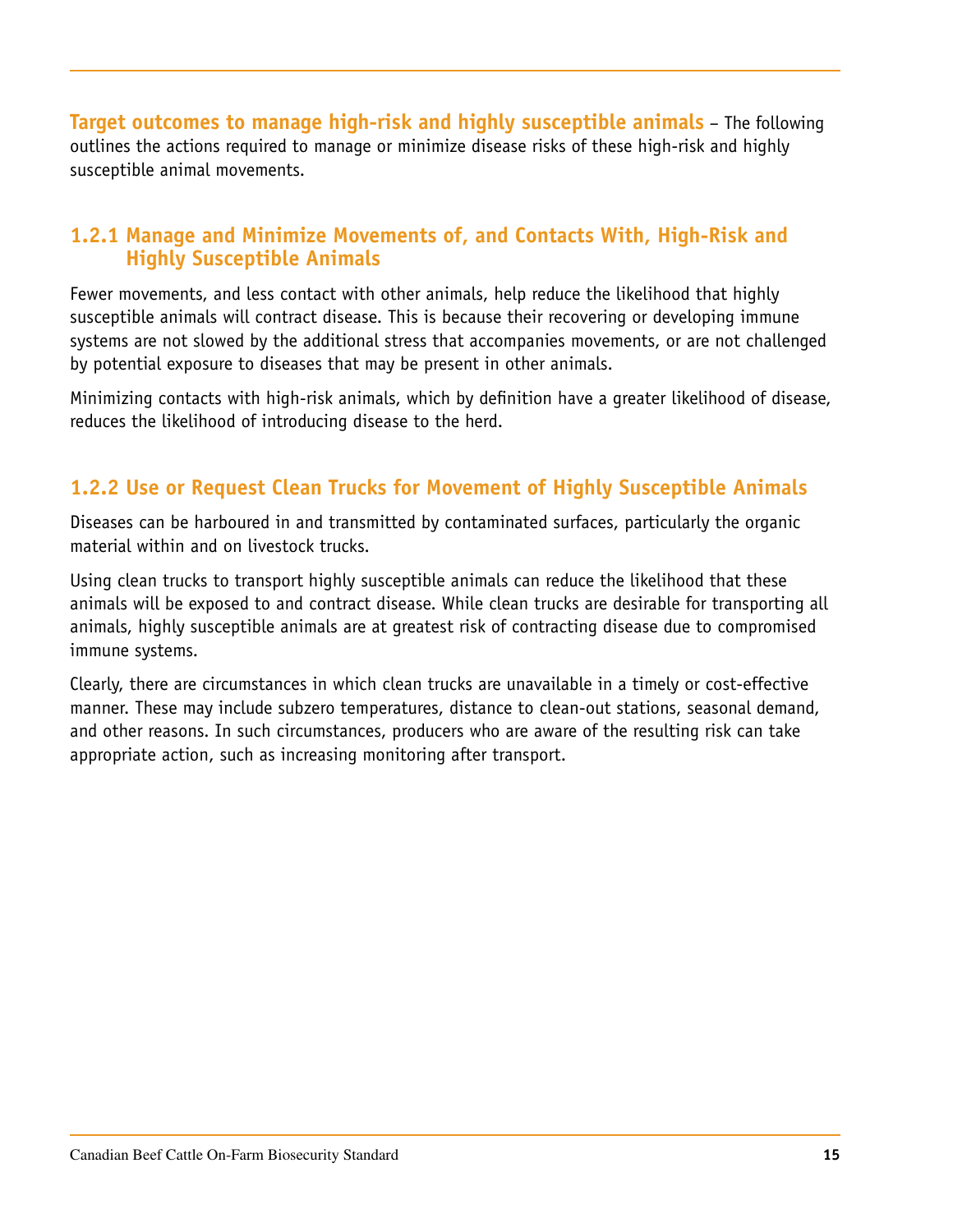**Target outcomes to manage high-risk and highly susceptible animals** – The following outlines the actions required to manage or minimize disease risks of these high-risk and highly susceptible animal movements.

### 1.2.1 Manage and Minimize Movements of, and Contacts With, High-Risk and Highly Susceptible Animals

Fewer movements, and less contact with other animals, help reduce the likelihood that highly susceptible animals will contract disease. This is because their recovering or developing immune systems are not slowed by the additional stress that accompanies movements, or are not challenged by potential exposure to diseases that may be present in other animals.

Minimizing contacts with high-risk animals, which by definition have a greater likelihood of disease, reduces the likelihood of introducing disease to the herd.

### 1.2.2 Use or Request Clean Trucks for Movement of Highly Susceptible Animals

Diseases can be harboured in and transmitted by contaminated surfaces, particularly the organic material within and on livestock trucks.

Using clean trucks to transport highly susceptible animals can reduce the likelihood that these animals will be exposed to and contract disease. While clean trucks are desirable for transporting all animals, highly susceptible animals are at greatest risk of contracting disease due to compromised immune systems.

Clearly, there are circumstances in which clean trucks are unavailable in a timely or cost-effective manner. These may include subzero temperatures, distance to clean-out stations, seasonal demand, and other reasons. In such circumstances, producers who are aware of the resulting risk can take appropriate action, such as increasing monitoring after transport.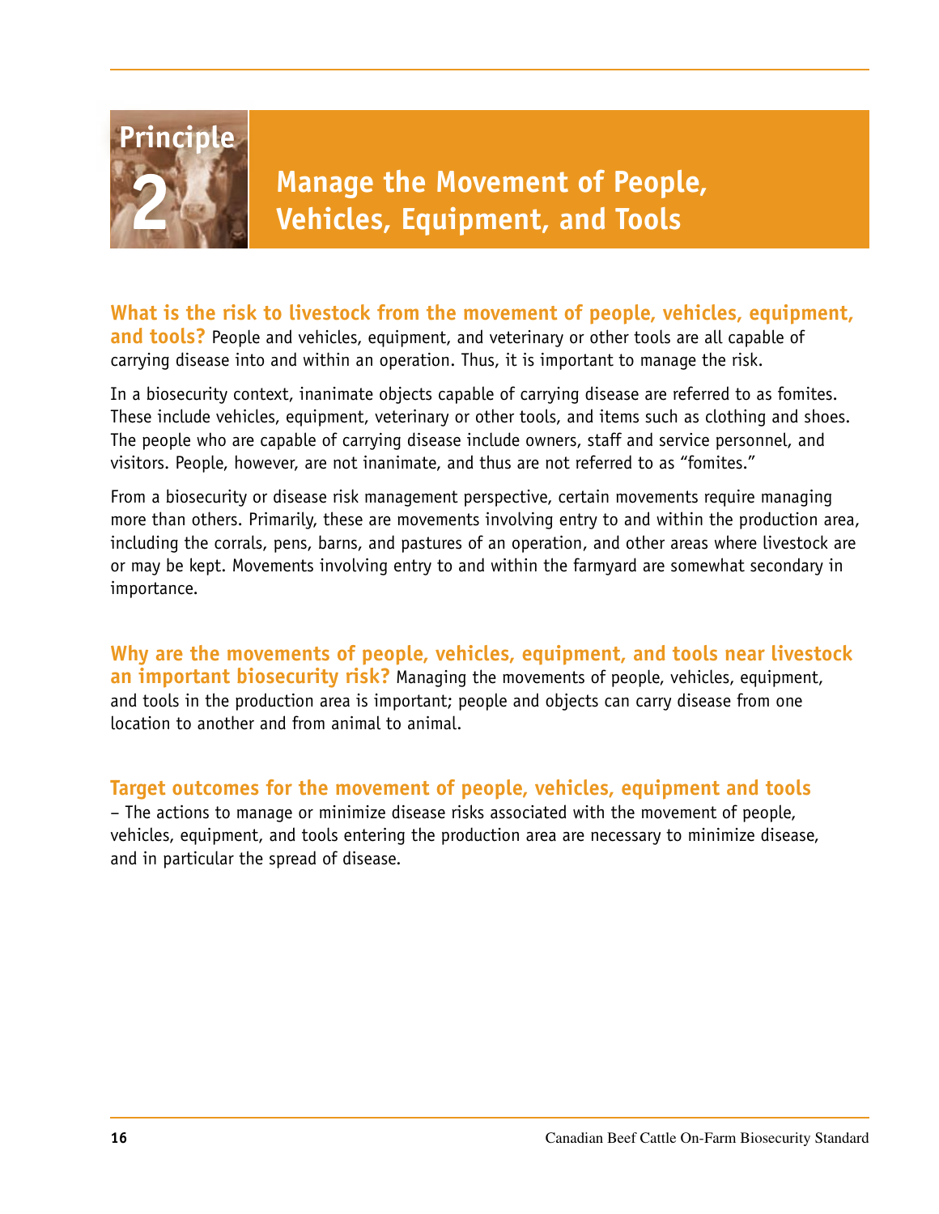# Principle 2 Manage the Movement of People, Vehicles, Equipment, and Tools

**What is the risk to livestock from the movement of people, vehicles, equipment, and tools?** People and vehicles, equipment, and veterinary or other tools are all capable of carrying disease into and within an operation. Thus, it is important to manage the risk.

In a biosecurity context, inanimate objects capable of carrying disease are referred to as fomites. These include vehicles, equipment, veterinary or other tools, and items such as clothing and shoes. The people who are capable of carrying disease include owners, staff and service personnel, and visitors. People, however, are not inanimate, and thus are not referred to as "fomites."

From a biosecurity or disease risk management perspective, certain movements require managing more than others. Primarily, these are movements involving entry to and within the production area, including the corrals, pens, barns, and pastures of an operation, and other areas where livestock are or may be kept. Movements involving entry to and within the farmyard are somewhat secondary in importance.

**Why are the movements of people, vehicles, equipment, and tools near livestock an important biosecurity risk?** Managing the movements of people, vehicles, equipment, and tools in the production area is important; people and objects can carry disease from one location to another and from animal to animal.

**Target outcomes for the movement of people, vehicles, equipment and tools** – The actions to manage or minimize disease risks associated with the movement of people, vehicles, equipment, and tools entering the production area are necessary to minimize disease, and in particular the spread of disease.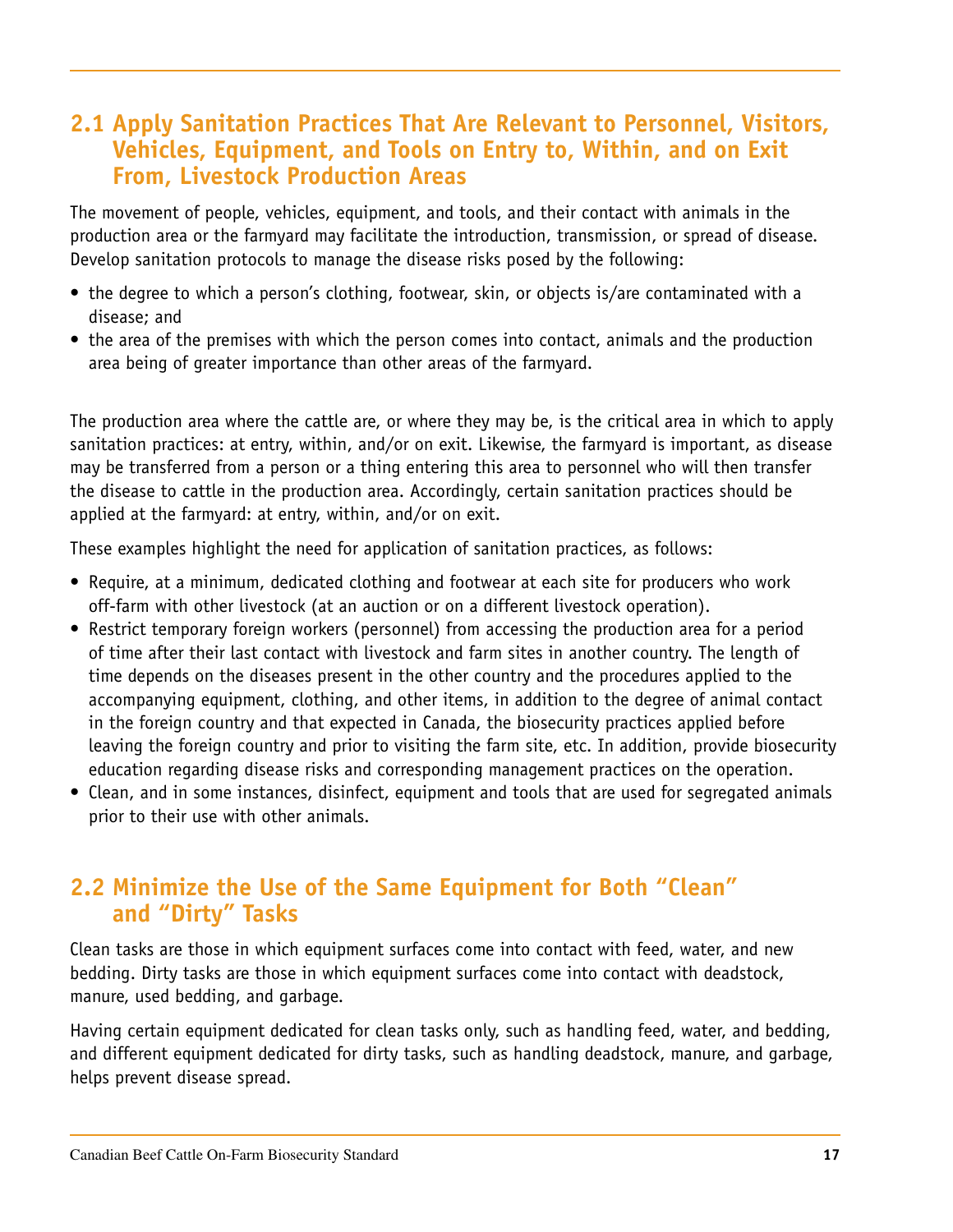## 2.1 Apply Sanitation Practices That Are Relevant to Personnel, Visitors, Vehicles, Equipment, and Tools on Entry to, Within, and on Exit From, Livestock Production Areas

The movement of people, vehicles, equipment, and tools, and their contact with animals in the production area or the farmyard may facilitate the introduction, transmission, or spread of disease. Develop sanitation protocols to manage the disease risks posed by the following:

- the degree to which a person's clothing, footwear, skin, or objects is/are contaminated with a disease; and
- the area of the premises with which the person comes into contact, animals and the production area being of greater importance than other areas of the farmyard.

The production area where the cattle are, or where they may be, is the critical area in which to apply sanitation practices: at entry, within, and/or on exit. Likewise, the farmyard is important, as disease may be transferred from a person or a thing entering this area to personnel who will then transfer the disease to cattle in the production area. Accordingly, certain sanitation practices should be applied at the farmyard: at entry, within, and/or on exit.

These examples highlight the need for application of sanitation practices, as follows:

- Require, at a minimum, dedicated clothing and footwear at each site for producers who work off-farm with other livestock (at an auction or on a different livestock operation).
- Restrict temporary foreign workers (personnel) from accessing the production area for a period of time after their last contact with livestock and farm sites in another country. The length of time depends on the diseases present in the other country and the procedures applied to the accompanying equipment, clothing, and other items, in addition to the degree of animal contact in the foreign country and that expected in Canada, the biosecurity practices applied before leaving the foreign country and prior to visiting the farm site, etc. In addition, provide biosecurity education regarding disease risks and corresponding management practices on the operation.
- Clean, and in some instances, disinfect, equipment and tools that are used for segregated animals prior to their use with other animals.

## 2.2 Minimize the Use of the Same Equipment for Both "Clean" and "Dirty" Tasks

Clean tasks are those in which equipment surfaces come into contact with feed, water, and new bedding. Dirty tasks are those in which equipment surfaces come into contact with deadstock, manure, used bedding, and garbage.

Having certain equipment dedicated for clean tasks only, such as handling feed, water, and bedding, and different equipment dedicated for dirty tasks, such as handling deadstock, manure, and garbage, helps prevent disease spread.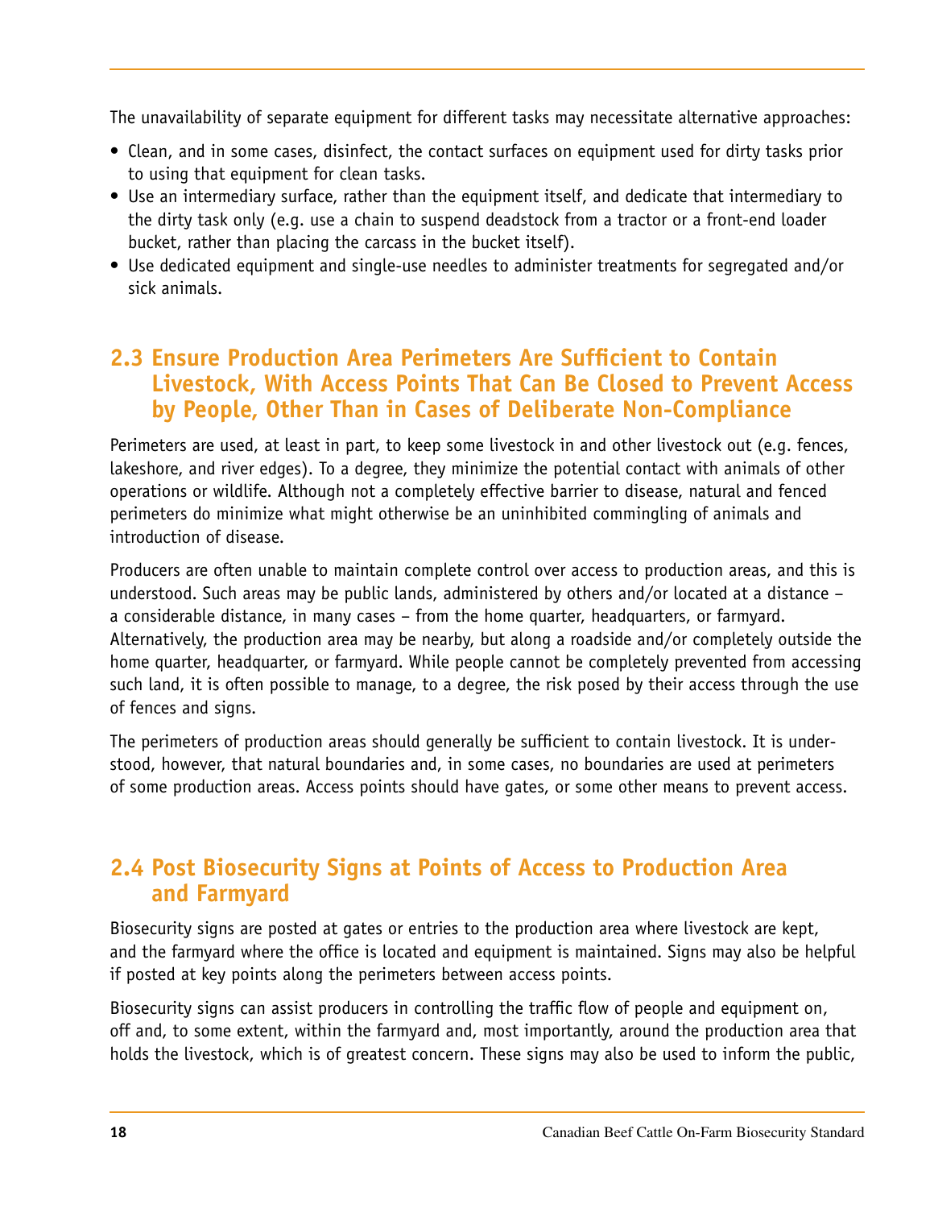The unavailability of separate equipment for different tasks may necessitate alternative approaches:

- Clean, and in some cases, disinfect, the contact surfaces on equipment used for dirty tasks prior to using that equipment for clean tasks.
- Use an intermediary surface, rather than the equipment itself, and dedicate that intermediary to the dirty task only (e.g. use a chain to suspend deadstock from a tractor or a front-end loader bucket, rather than placing the carcass in the bucket itself).
- Use dedicated equipment and single-use needles to administer treatments for segregated and/or sick animals.

## 2.3 Ensure Production Area Perimeters Are Sufficient to Contain Livestock, With Access Points That Can Be Closed to Prevent Access by People, Other Than in Cases of Deliberate Non-Compliance

Perimeters are used, at least in part, to keep some livestock in and other livestock out (e.g. fences, lakeshore, and river edges). To a degree, they minimize the potential contact with animals of other operations or wildlife. Although not a completely effective barrier to disease, natural and fenced perimeters do minimize what might otherwise be an uninhibited commingling of animals and introduction of disease.

Producers are often unable to maintain complete control over access to production areas, and this is understood. Such areas may be public lands, administered by others and/or located at a distance – a considerable distance, in many cases – from the home quarter, headquarters, or farmyard. Alternatively, the production area may be nearby, but along a roadside and/or completely outside the home quarter, headquarter, or farmyard. While people cannot be completely prevented from accessing such land, it is often possible to manage, to a degree, the risk posed by their access through the use of fences and signs.

The perimeters of production areas should generally be sufficient to contain livestock. It is understood, however, that natural boundaries and, in some cases, no boundaries are used at perimeters of some production areas. Access points should have gates, or some other means to prevent access.

## 2.4 Post Biosecurity Signs at Points of Access to Production Area and Farmyard

Biosecurity signs are posted at gates or entries to the production area where livestock are kept, and the farmyard where the office is located and equipment is maintained. Signs may also be helpful if posted at key points along the perimeters between access points.

Biosecurity signs can assist producers in controlling the traffic flow of people and equipment on, off and, to some extent, within the farmyard and, most importantly, around the production area that holds the livestock, which is of greatest concern. These signs may also be used to inform the public,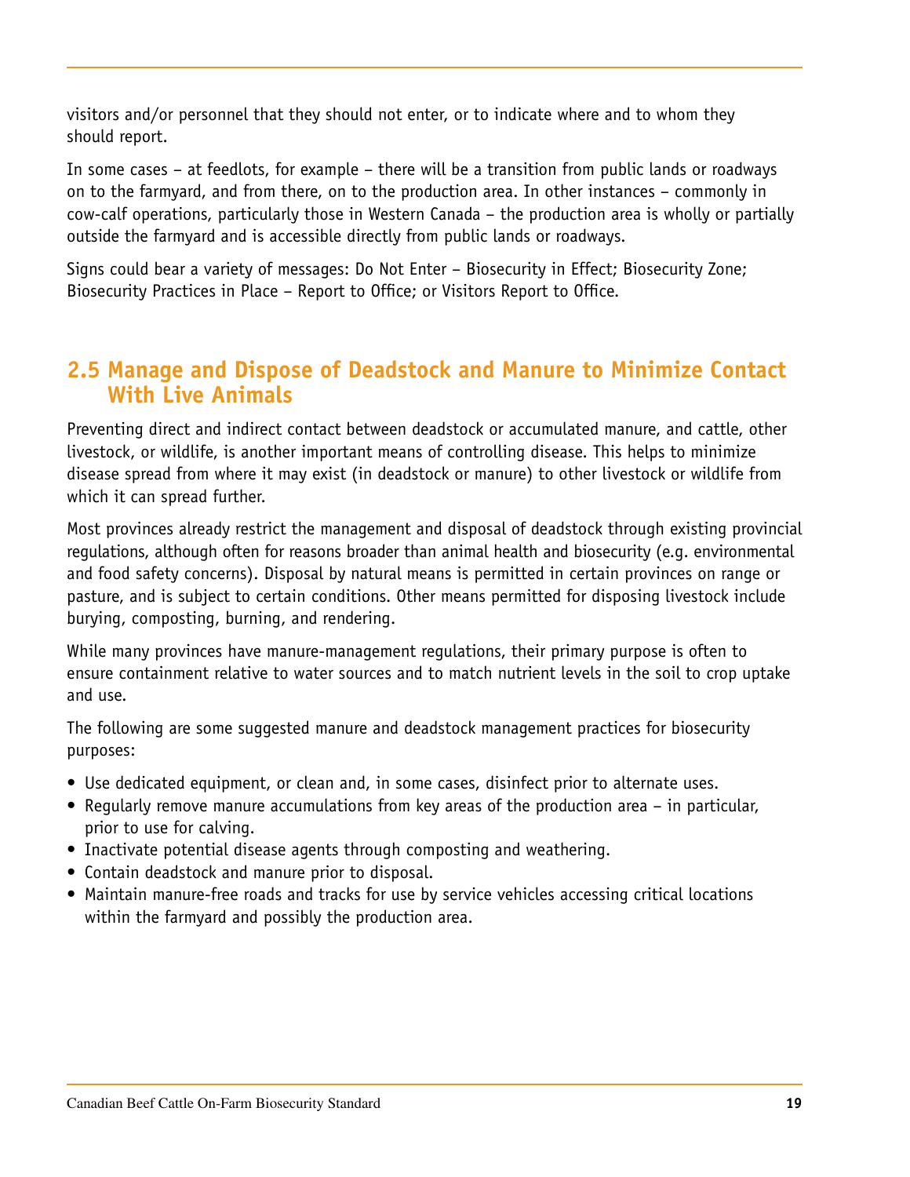visitors and/or personnel that they should not enter, or to indicate where and to whom they should report.

In some cases – at feedlots, for example – there will be a transition from public lands or roadways on to the farmyard, and from there, on to the production area. In other instances – commonly in cow-calf operations, particularly those in Western Canada – the production area is wholly or partially outside the farmyard and is accessible directly from public lands or roadways.

Signs could bear a variety of messages: Do Not Enter – Biosecurity in Effect; Biosecurity Zone; Biosecurity Practices in Place – Report to Office; or Visitors Report to Office.

## 2.5 Manage and Dispose of Deadstock and Manure to Minimize Contact With Live Animals

Preventing direct and indirect contact between deadstock or accumulated manure, and cattle, other livestock, or wildlife, is another important means of controlling disease. This helps to minimize disease spread from where it may exist (in deadstock or manure) to other livestock or wildlife from which it can spread further.

Most provinces already restrict the management and disposal of deadstock through existing provincial regulations, although often for reasons broader than animal health and biosecurity (e.g. environmental and food safety concerns). Disposal by natural means is permitted in certain provinces on range or pasture, and is subject to certain conditions. Other means permitted for disposing livestock include burying, composting, burning, and rendering.

While many provinces have manure-management regulations, their primary purpose is often to ensure containment relative to water sources and to match nutrient levels in the soil to crop uptake and use.

The following are some suggested manure and deadstock management practices for biosecurity purposes:

- Use dedicated equipment, or clean and, in some cases, disinfect prior to alternate uses.
- Regularly remove manure accumulations from key areas of the production area – in particular, prior to use for calving.
- Inactivate potential disease agents through composting and weathering.
- Contain deadstock and manure prior to disposal.
- Maintain manure-free roads and tracks for use by service vehicles accessing critical locations within the farmyard and possibly the production area.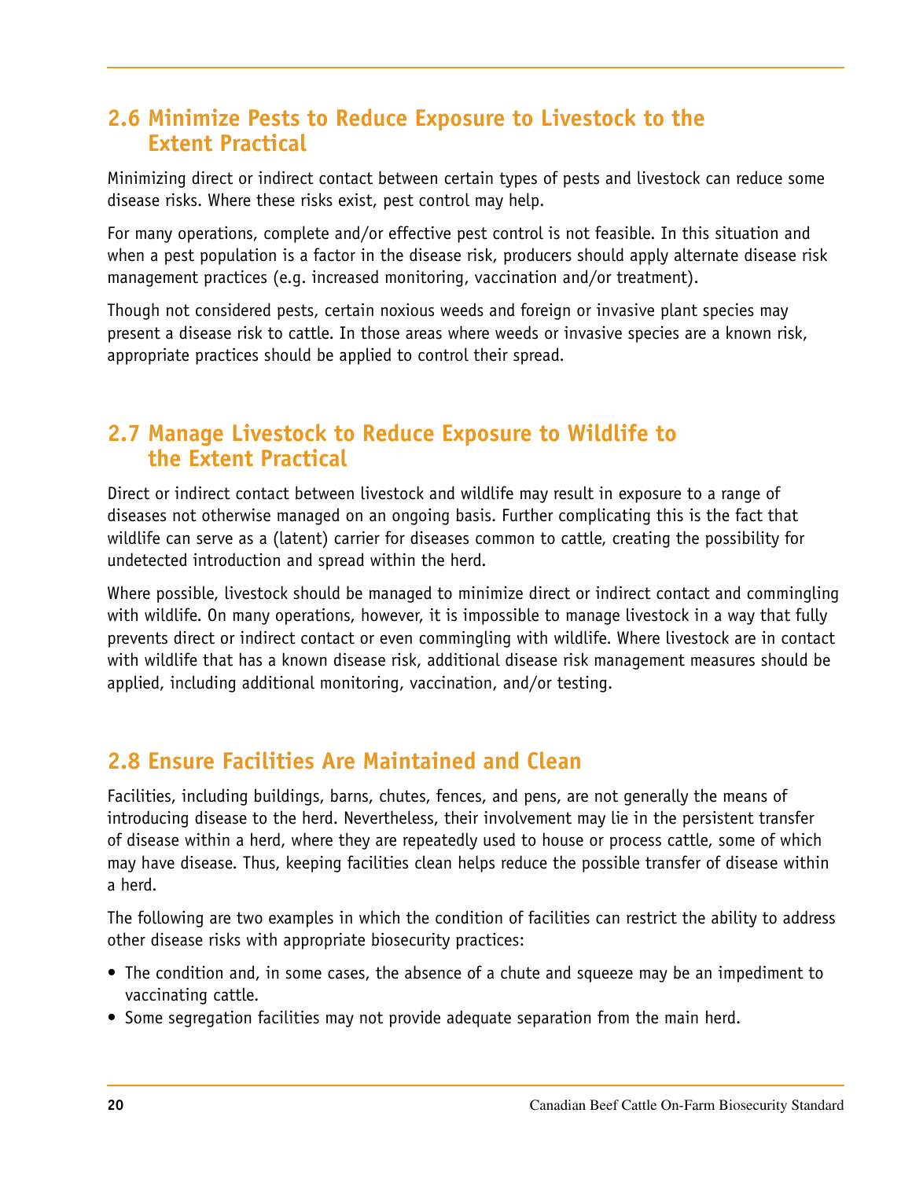## 2.6 Minimize Pests to Reduce Exposure to Livestock to the Extent Practical

Minimizing direct or indirect contact between certain types of pests and livestock can reduce some disease risks. Where these risks exist, pest control may help.

For many operations, complete and/or effective pest control is not feasible. In this situation and when a pest population is a factor in the disease risk, producers should apply alternate disease risk management practices (e.g. increased monitoring, vaccination and/or treatment).

Though not considered pests, certain noxious weeds and foreign or invasive plant species may present a disease risk to cattle. In those areas where weeds or invasive species are a known risk, appropriate practices should be applied to control their spread.

## 2.7 Manage Livestock to Reduce Exposure to Wildlife to the Extent Practical

Direct or indirect contact between livestock and wildlife may result in exposure to a range of diseases not otherwise managed on an ongoing basis. Further complicating this is the fact that wildlife can serve as a (latent) carrier for diseases common to cattle, creating the possibility for undetected introduction and spread within the herd.

Where possible, livestock should be managed to minimize direct or indirect contact and commingling with wildlife. On many operations, however, it is impossible to manage livestock in a way that fully prevents direct or indirect contact or even commingling with wildlife. Where livestock are in contact with wildlife that has a known disease risk, additional disease risk management measures should be applied, including additional monitoring, vaccination, and/or testing.

## 2.8 Ensure Facilities Are Maintained and Clean

Facilities, including buildings, barns, chutes, fences, and pens, are not generally the means of introducing disease to the herd. Nevertheless, their involvement may lie in the persistent transfer of disease within a herd, where they are repeatedly used to house or process cattle, some of which may have disease. Thus, keeping facilities clean helps reduce the possible transfer of disease within a herd.

The following are two examples in which the condition of facilities can restrict the ability to address other disease risks with appropriate biosecurity practices:

- The condition and, in some cases, the absence of a chute and squeeze may be an impediment to vaccinating cattle.
- Some segregation facilities may not provide adequate separation from the main herd.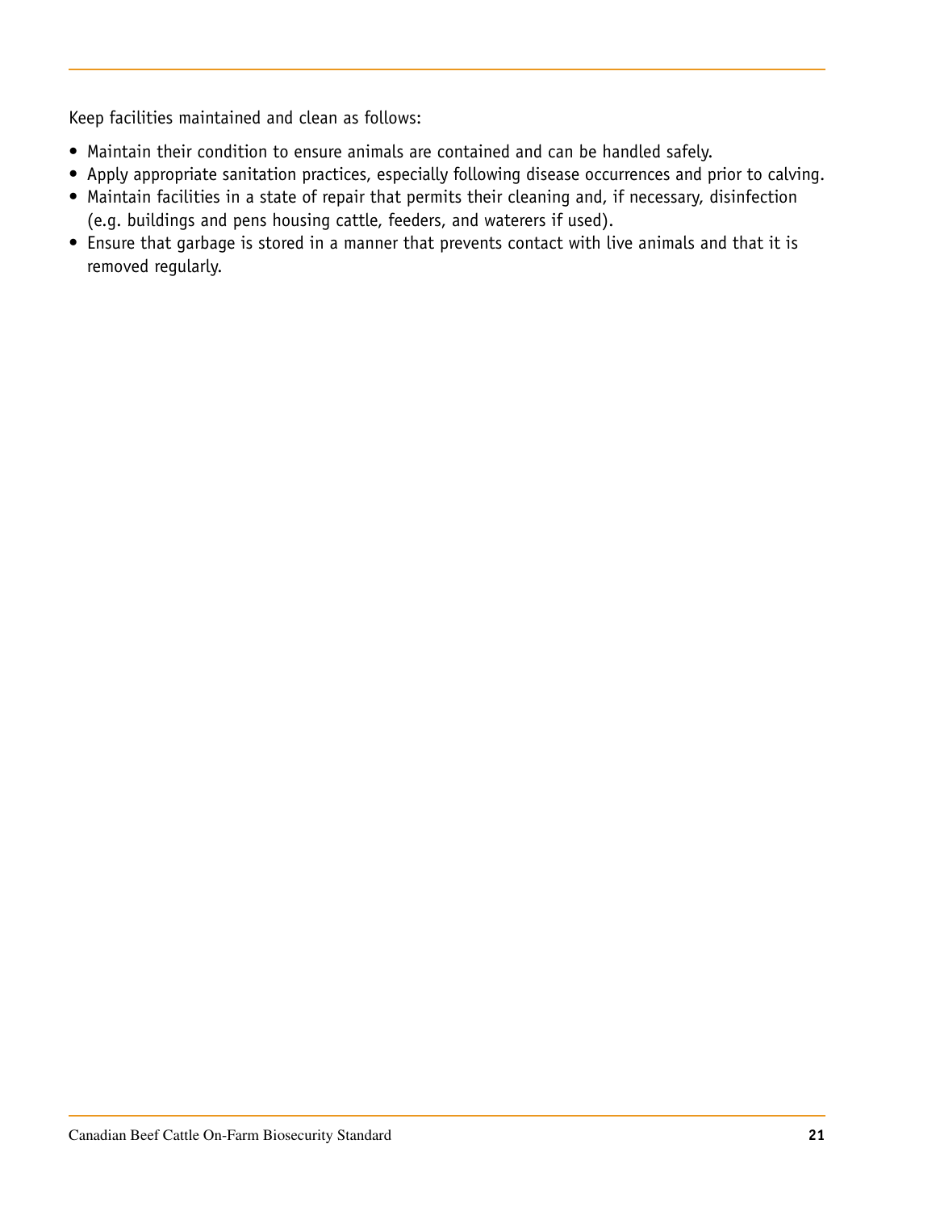Keep facilities maintained and clean as follows:

- Maintain their condition to ensure animals are contained and can be handled safely.
- Apply appropriate sanitation practices, especially following disease occurrences and prior to calving.
- Maintain facilities in a state of repair that permits their cleaning and, if necessary, disinfection (e.g. buildings and pens housing cattle, feeders, and waterers if used).
- Ensure that garbage is stored in a manner that prevents contact with live animals and that it is removed regularly.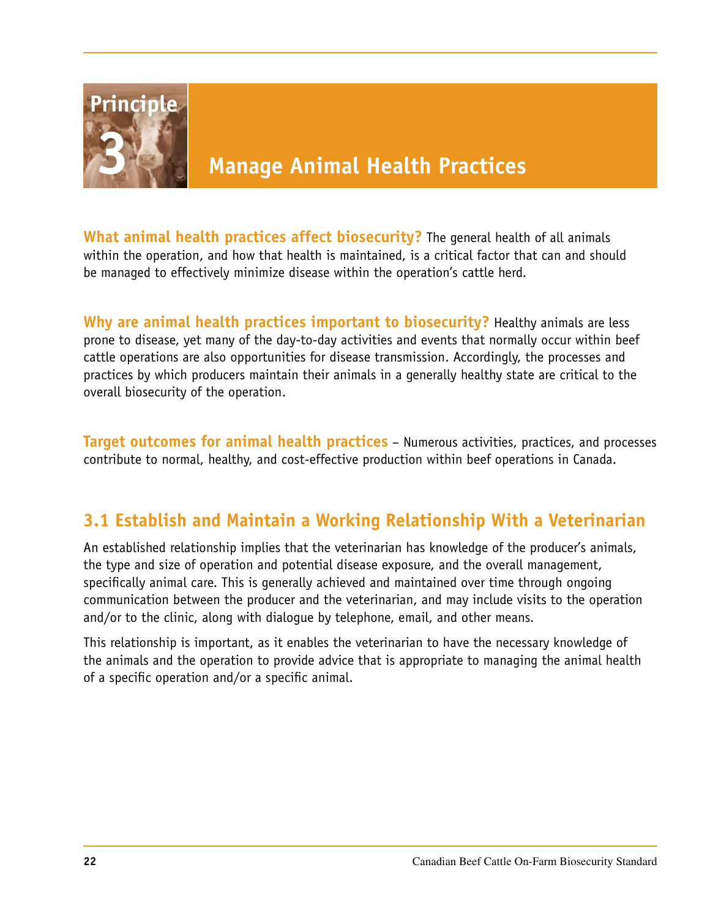# Principle 3 Manage Animal Health Practices

**What animal health practices affect biosecurity?** The general health of all animals within the operation, and how that health is maintained, is a critical factor that can and should be managed to effectively minimize disease within the operation's cattle herd.

**Why are animal health practices important to biosecurity?** Healthy animals are less prone to disease, yet many of the day-to-day activities and events that normally occur within beef cattle operations are also opportunities for disease transmission. Accordingly, the processes and practices by which producers maintain their animals in a generally healthy state are critical to the overall biosecurity of the operation.

**Target outcomes for animal health practices** – Numerous activities, practices, and processes contribute to normal, healthy, and cost-effective production within beef operations in Canada.

## 3.1 Establish and Maintain a Working Relationship With a Veterinarian

An established relationship implies that the veterinarian has knowledge of the producer's animals, the type and size of operation and potential disease exposure, and the overall management, specifically animal care. This is generally achieved and maintained over time through ongoing communication between the producer and the veterinarian, and may include visits to the operation and/or to the clinic, along with dialogue by telephone, email, and other means.

This relationship is important, as it enables the veterinarian to have the necessary knowledge of the animals and the operation to provide advice that is appropriate to managing the animal health of a specific operation and/or a specific animal.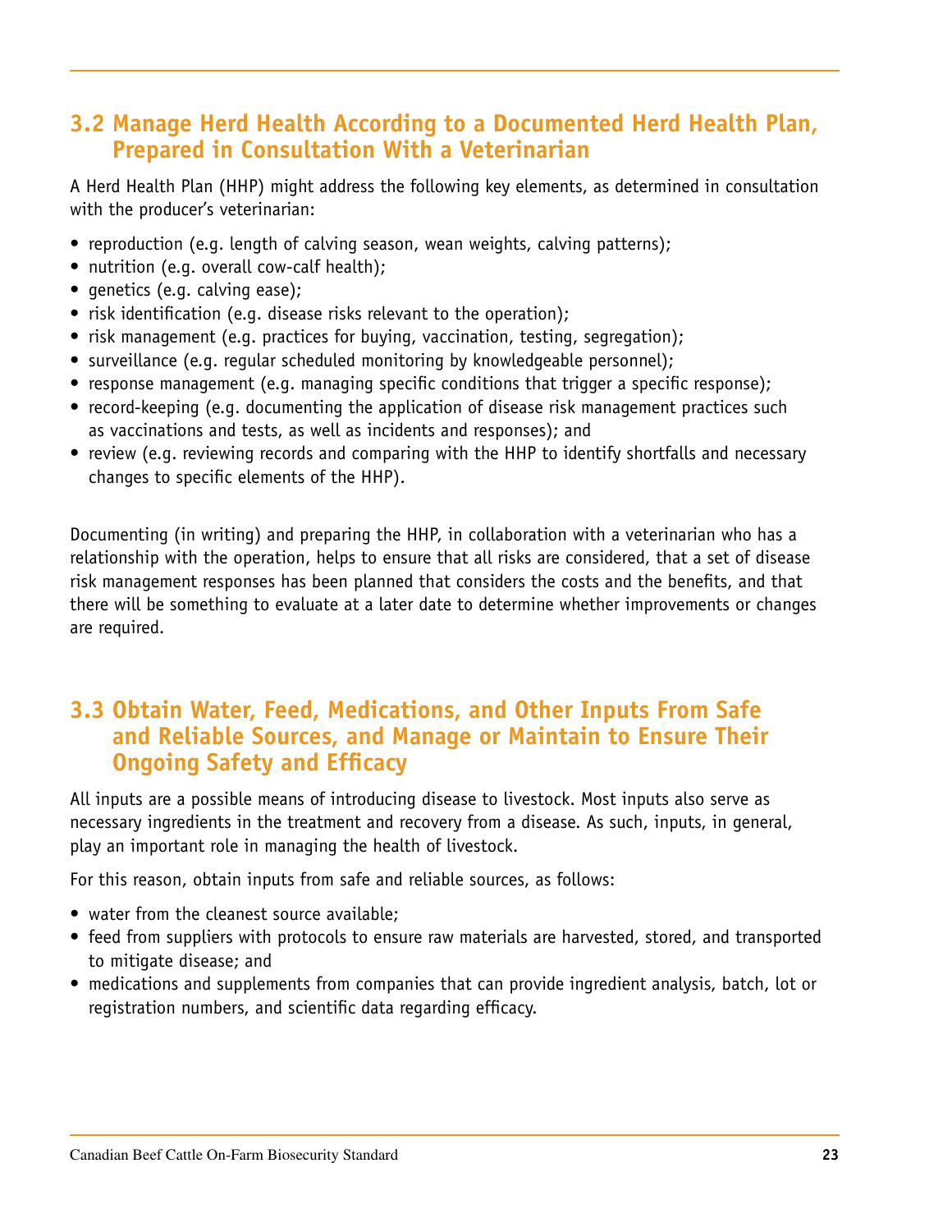## 3.2 Manage Herd Health According to a Documented Herd Health Plan, Prepared in Consultation With a Veterinarian

A Herd Health Plan (HHP) might address the following key elements, as determined in consultation with the producer's veterinarian:

- reproduction (e.g. length of calving season, wean weights, calving patterns);
- nutrition (e.g. overall cow-calf health);
- genetics (e.g. calving ease);
- risk identification (e.g. disease risks relevant to the operation);
- risk management (e.g. practices for buying, vaccination, testing, segregation);
- surveillance (e.g. regular scheduled monitoring by knowledgeable personnel);
- response management (e.g. managing specific conditions that trigger a specific response);
- record-keeping (e.g. documenting the application of disease risk management practices such as vaccinations and tests, as well as incidents and responses); and
- review (e.g. reviewing records and comparing with the HHP to identify shortfalls and necessary changes to specific elements of the HHP).

Documenting (in writing) and preparing the HHP, in collaboration with a veterinarian who has a relationship with the operation, helps to ensure that all risks are considered, that a set of disease risk management responses has been planned that considers the costs and the benefits, and that there will be something to evaluate at a later date to determine whether improvements or changes are required.

## 3.3 Obtain Water, Feed, Medications, and Other Inputs From Safe and Reliable Sources, and Manage or Maintain to Ensure Their Ongoing Safety and Efficacy

All inputs are a possible means of introducing disease to livestock. Most inputs also serve as necessary ingredients in the treatment and recovery from a disease. As such, inputs, in general, play an important role in managing the health of livestock.

For this reason, obtain inputs from safe and reliable sources, as follows:

- water from the cleanest source available;
- feed from suppliers with protocols to ensure raw materials are harvested, stored, and transported to mitigate disease; and
- medications and supplements from companies that can provide ingredient analysis, batch, lot or registration numbers, and scientific data regarding efficacy.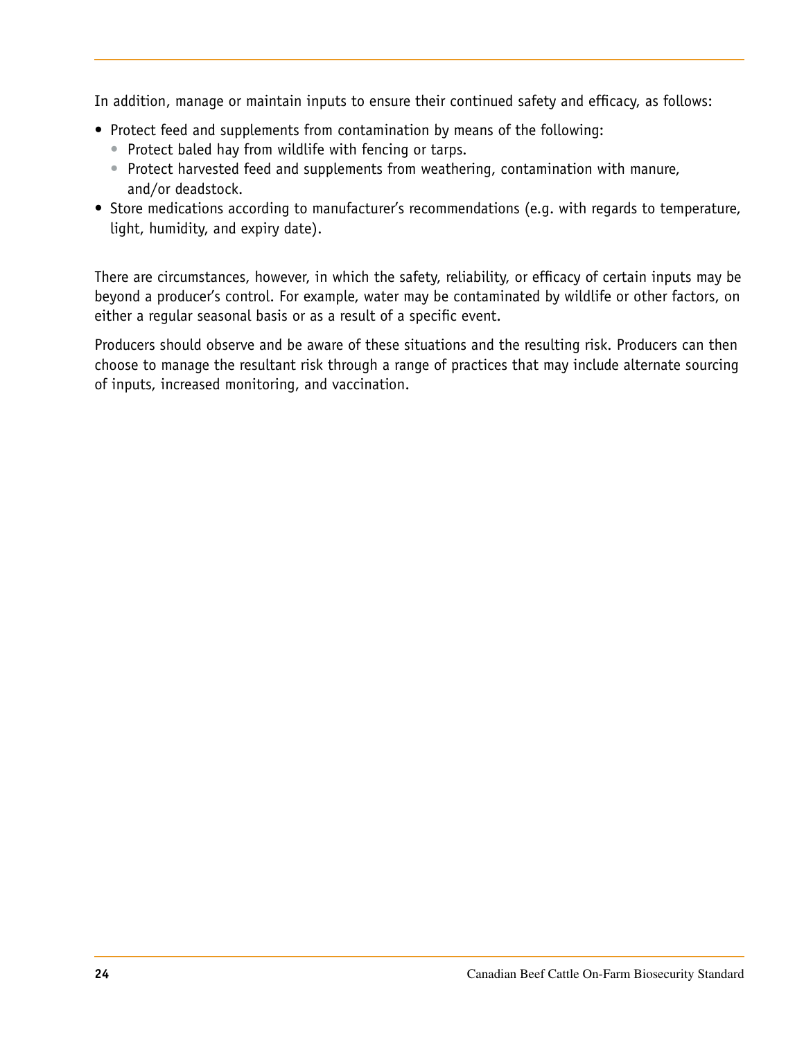In addition, manage or maintain inputs to ensure their continued safety and efficacy, as follows:

- Protect feed and supplements from contamination by means of the following:
  - Protect baled hay from wildlife with fencing or tarps.
  - Protect harvested feed and supplements from weathering, contamination with manure, and/or deadstock.
- Store medications according to manufacturer's recommendations (e.g. with regards to temperature, light, humidity, and expiry date).

There are circumstances, however, in which the safety, reliability, or efficacy of certain inputs may be beyond a producer's control. For example, water may be contaminated by wildlife or other factors, on either a regular seasonal basis or as a result of a specific event.

Producers should observe and be aware of these situations and the resulting risk. Producers can then choose to manage the resultant risk through a range of practices that may include alternate sourcing of inputs, increased monitoring, and vaccination.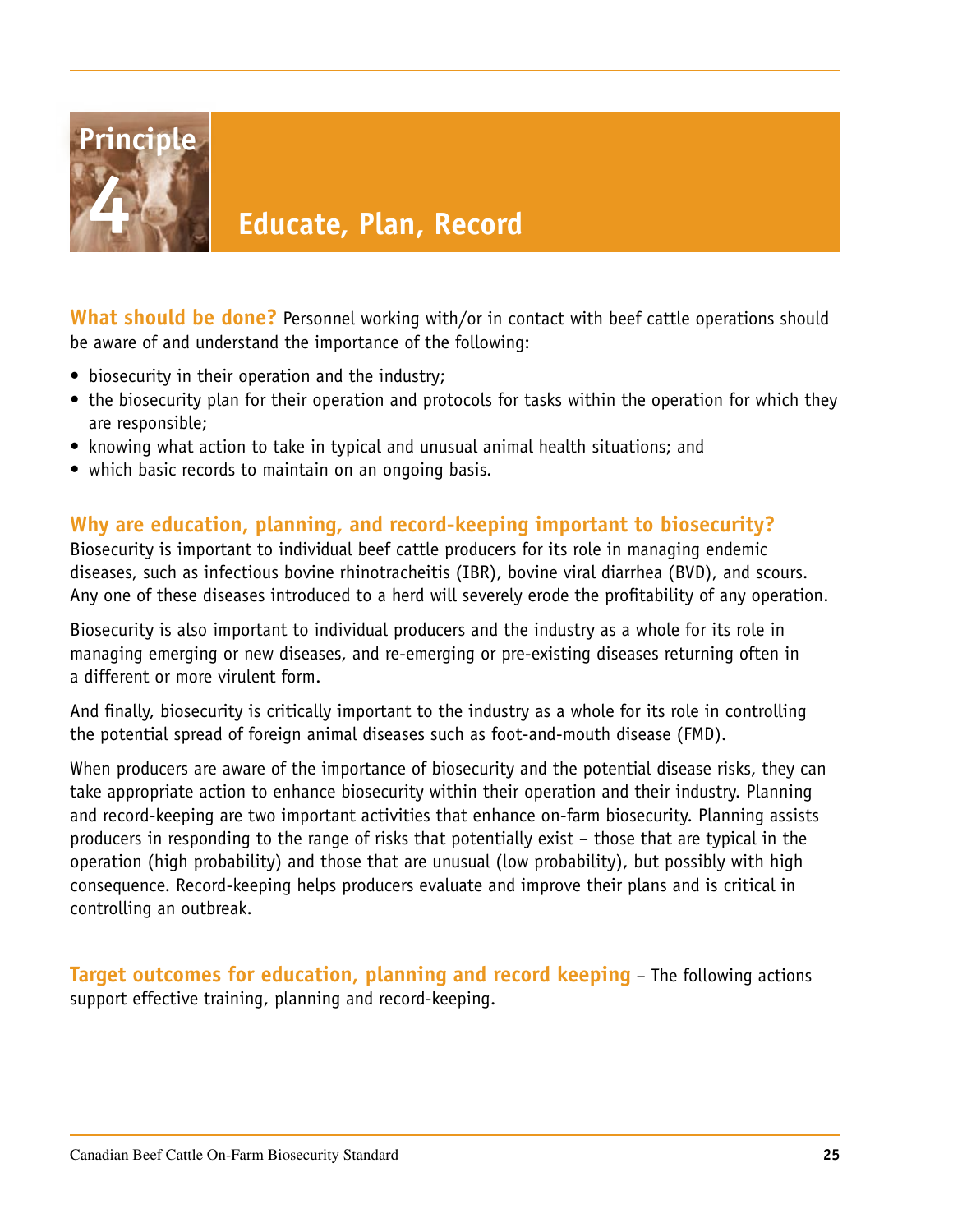# Principle 4

## Educate, Plan, Record

**What should be done?** Personnel working with/or in contact with beef cattle operations should be aware of and understand the importance of the following:

- biosecurity in their operation and the industry;
- the biosecurity plan for their operation and protocols for tasks within the operation for which they are responsible;
- knowing what action to take in typical and unusual animal health situations; and
- which basic records to maintain on an ongoing basis.

### Why are education, planning, and record-keeping important to biosecurity?

Biosecurity is important to individual beef cattle producers for its role in managing endemic diseases, such as infectious bovine rhinotracheitis (IBR), bovine viral diarrhea (BVD), and scours. Any one of these diseases introduced to a herd will severely erode the profitability of any operation.

Biosecurity is also important to individual producers and the industry as a whole for its role in managing emerging or new diseases, and re-emerging or pre-existing diseases returning often in a different or more virulent form.

And finally, biosecurity is critically important to the industry as a whole for its role in controlling the potential spread of foreign animal diseases such as foot-and-mouth disease (FMD).

When producers are aware of the importance of biosecurity and the potential disease risks, they can take appropriate action to enhance biosecurity within their operation and their industry. Planning and record-keeping are two important activities that enhance on-farm biosecurity. Planning assists producers in responding to the range of risks that potentially exist – those that are typical in the operation (high probability) and those that are unusual (low probability), but possibly with high consequence. Record-keeping helps producers evaluate and improve their plans and is critical in controlling an outbreak.

**Target outcomes for education, planning and record keeping** – The following actions support effective training, planning and record-keeping.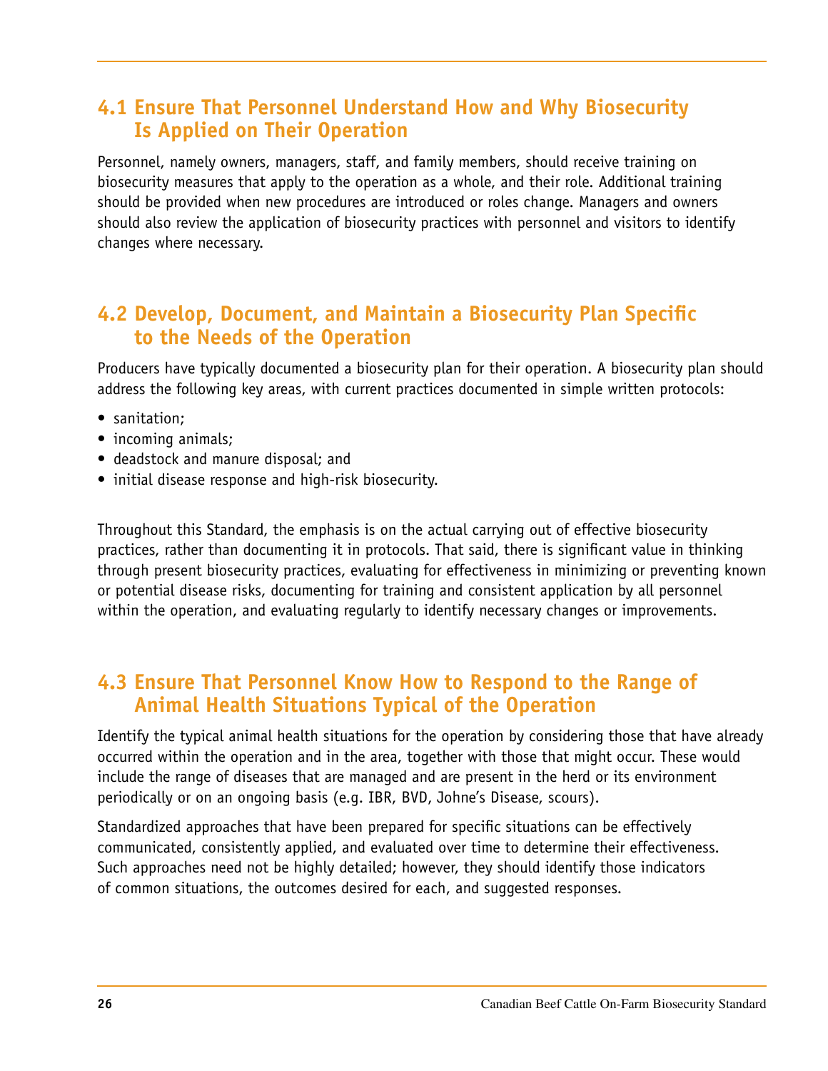## 4.1 Ensure That Personnel Understand How and Why Biosecurity Is Applied on Their Operation

Personnel, namely owners, managers, staff, and family members, should receive training on biosecurity measures that apply to the operation as a whole, and their role. Additional training should be provided when new procedures are introduced or roles change. Managers and owners should also review the application of biosecurity practices with personnel and visitors to identify changes where necessary.

## 4.2 Develop, Document, and Maintain a Biosecurity Plan Specific to the Needs of the Operation

Producers have typically documented a biosecurity plan for their operation. A biosecurity plan should address the following key areas, with current practices documented in simple written protocols:

- sanitation;
- incoming animals;
- deadstock and manure disposal; and
- initial disease response and high-risk biosecurity.

Throughout this Standard, the emphasis is on the actual carrying out of effective biosecurity practices, rather than documenting it in protocols. That said, there is significant value in thinking through present biosecurity practices, evaluating for effectiveness in minimizing or preventing known or potential disease risks, documenting for training and consistent application by all personnel within the operation, and evaluating regularly to identify necessary changes or improvements.

## 4.3 Ensure That Personnel Know How to Respond to the Range of Animal Health Situations Typical of the Operation

Identify the typical animal health situations for the operation by considering those that have already occurred within the operation and in the area, together with those that might occur. These would include the range of diseases that are managed and are present in the herd or its environment periodically or on an ongoing basis (e.g. IBR, BVD, Johne's Disease, scours).

Standardized approaches that have been prepared for specific situations can be effectively communicated, consistently applied, and evaluated over time to determine their effectiveness. Such approaches need not be highly detailed; however, they should identify those indicators of common situations, the outcomes desired for each, and suggested responses.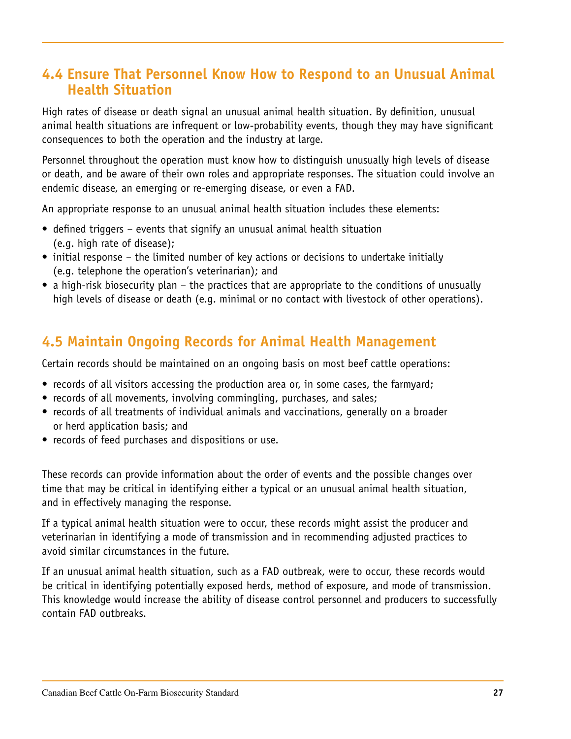## 4.4 Ensure That Personnel Know How to Respond to an Unusual Animal Health Situation

High rates of disease or death signal an unusual animal health situation. By definition, unusual animal health situations are infrequent or low-probability events, though they may have significant consequences to both the operation and the industry at large.

Personnel throughout the operation must know how to distinguish unusually high levels of disease or death, and be aware of their own roles and appropriate responses. The situation could involve an endemic disease, an emerging or re-emerging disease, or even a FAD.

An appropriate response to an unusual animal health situation includes these elements:

- defined triggers – events that signify an unusual animal health situation (e.g. high rate of disease);
- initial response – the limited number of key actions or decisions to undertake initially (e.g. telephone the operation's veterinarian); and
- a high-risk biosecurity plan – the practices that are appropriate to the conditions of unusually high levels of disease or death (e.g. minimal or no contact with livestock of other operations).

## 4.5 Maintain Ongoing Records for Animal Health Management

Certain records should be maintained on an ongoing basis on most beef cattle operations:

- records of all visitors accessing the production area or, in some cases, the farmyard;
- records of all movements, involving commingling, purchases, and sales;
- records of all treatments of individual animals and vaccinations, generally on a broader or herd application basis; and
- records of feed purchases and dispositions or use.

These records can provide information about the order of events and the possible changes over time that may be critical in identifying either a typical or an unusual animal health situation, and in effectively managing the response.

If a typical animal health situation were to occur, these records might assist the producer and veterinarian in identifying a mode of transmission and in recommending adjusted practices to avoid similar circumstances in the future.

If an unusual animal health situation, such as a FAD outbreak, were to occur, these records would be critical in identifying potentially exposed herds, method of exposure, and mode of transmission. This knowledge would increase the ability of disease control personnel and producers to successfully contain FAD outbreaks.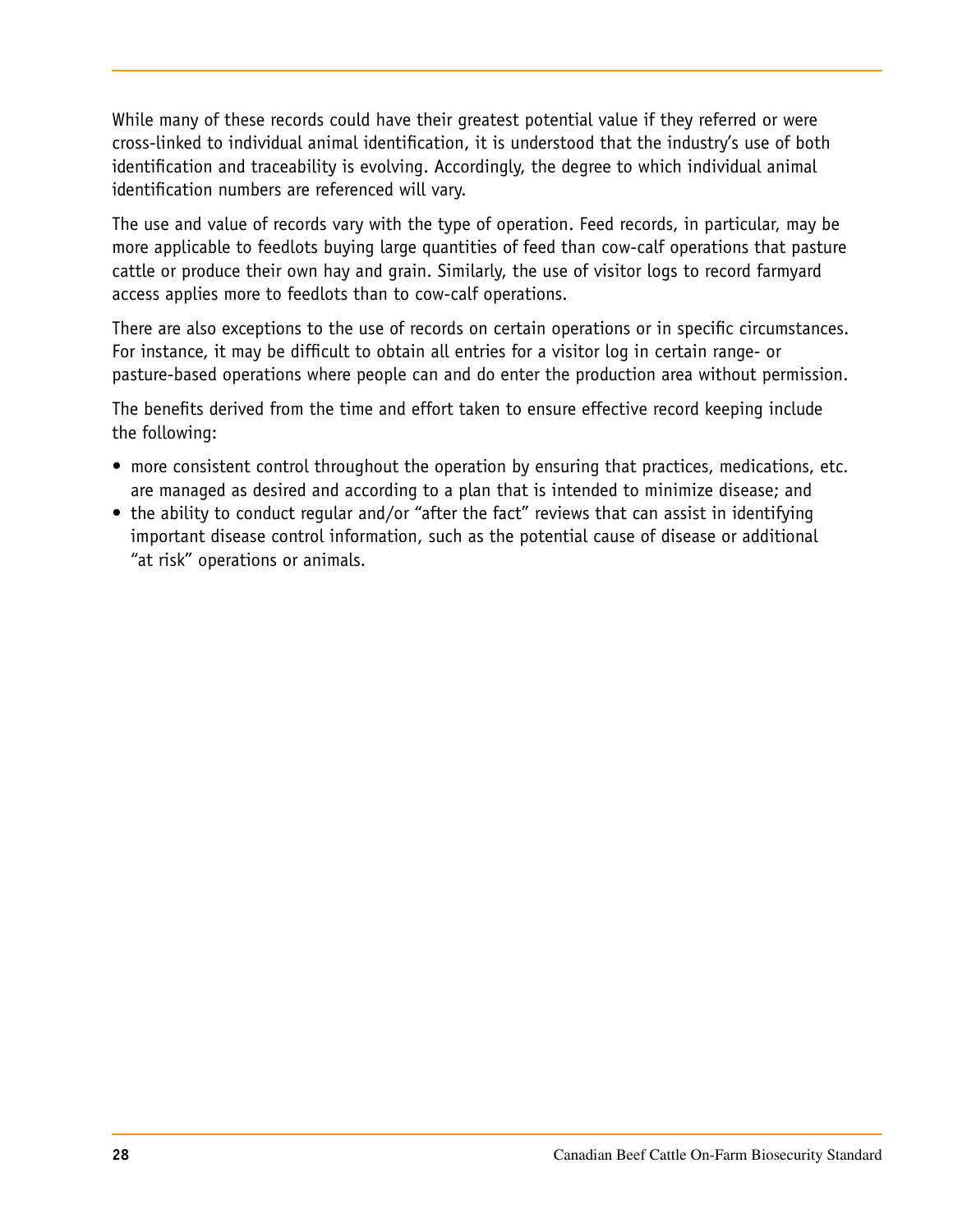While many of these records could have their greatest potential value if they referred or were cross-linked to individual animal identification, it is understood that the industry's use of both identification and traceability is evolving. Accordingly, the degree to which individual animal identification numbers are referenced will vary.

The use and value of records vary with the type of operation. Feed records, in particular, may be more applicable to feedlots buying large quantities of feed than cow-calf operations that pasture cattle or produce their own hay and grain. Similarly, the use of visitor logs to record farmyard access applies more to feedlots than to cow-calf operations.

There are also exceptions to the use of records on certain operations or in specific circumstances. For instance, it may be difficult to obtain all entries for a visitor log in certain range- or pasture-based operations where people can and do enter the production area without permission.

The benefits derived from the time and effort taken to ensure effective record keeping include the following:

- more consistent control throughout the operation by ensuring that practices, medications, etc. are managed as desired and according to a plan that is intended to minimize disease; and
- the ability to conduct regular and/or "after the fact" reviews that can assist in identifying important disease control information, such as the potential cause of disease or additional "at risk" operations or animals.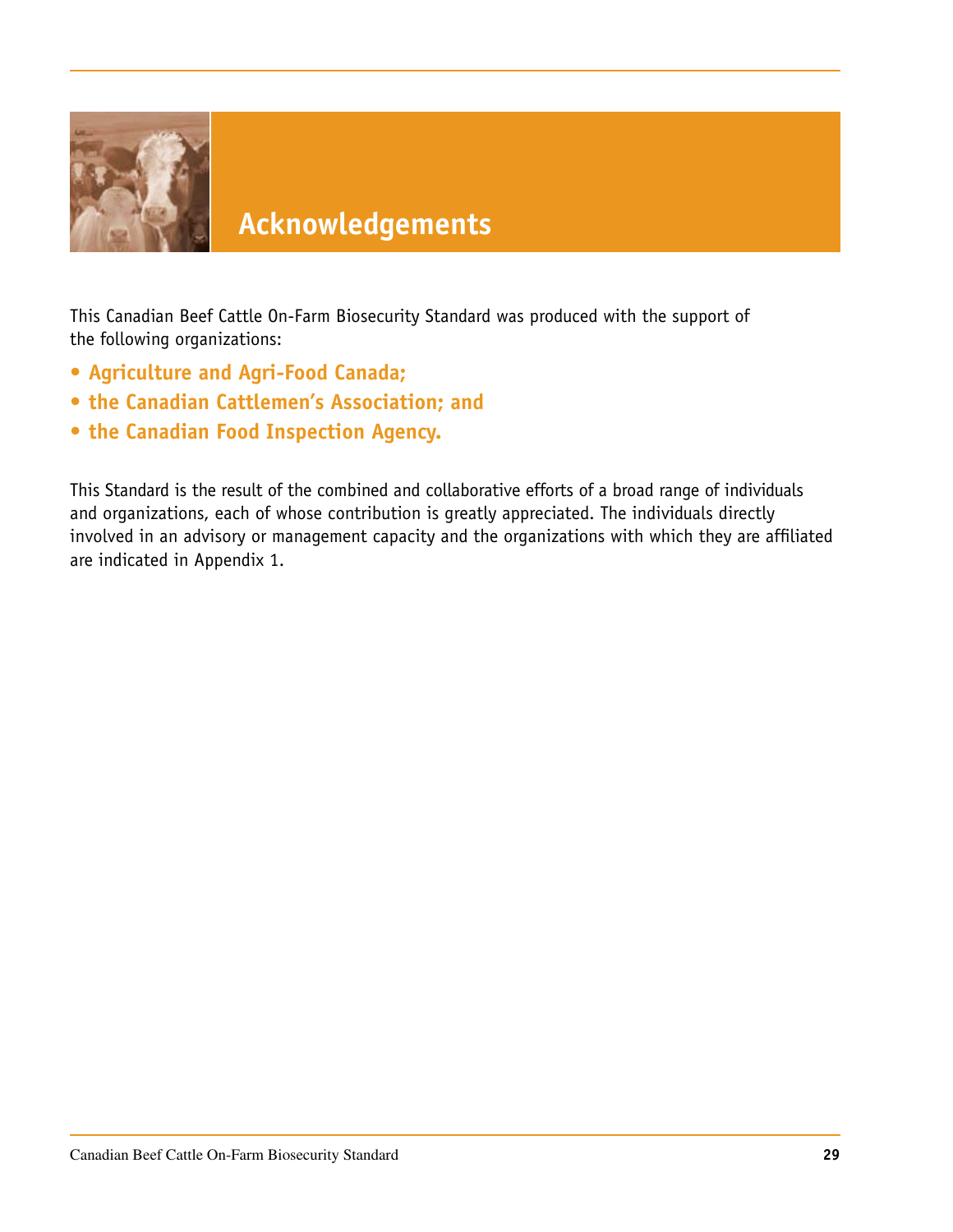# Acknowledgements

This Canadian Beef Cattle On-Farm Biosecurity Standard was produced with the support of the following organizations:

- **Agriculture and Agri-Food Canada;**
- **the Canadian Cattlemen's Association; and**
- **the Canadian Food Inspection Agency.**

This Standard is the result of the combined and collaborative efforts of a broad range of individuals and organizations, each of whose contribution is greatly appreciated. The individuals directly involved in an advisory or management capacity and the organizations with which they are affiliated are indicated in Appendix 1.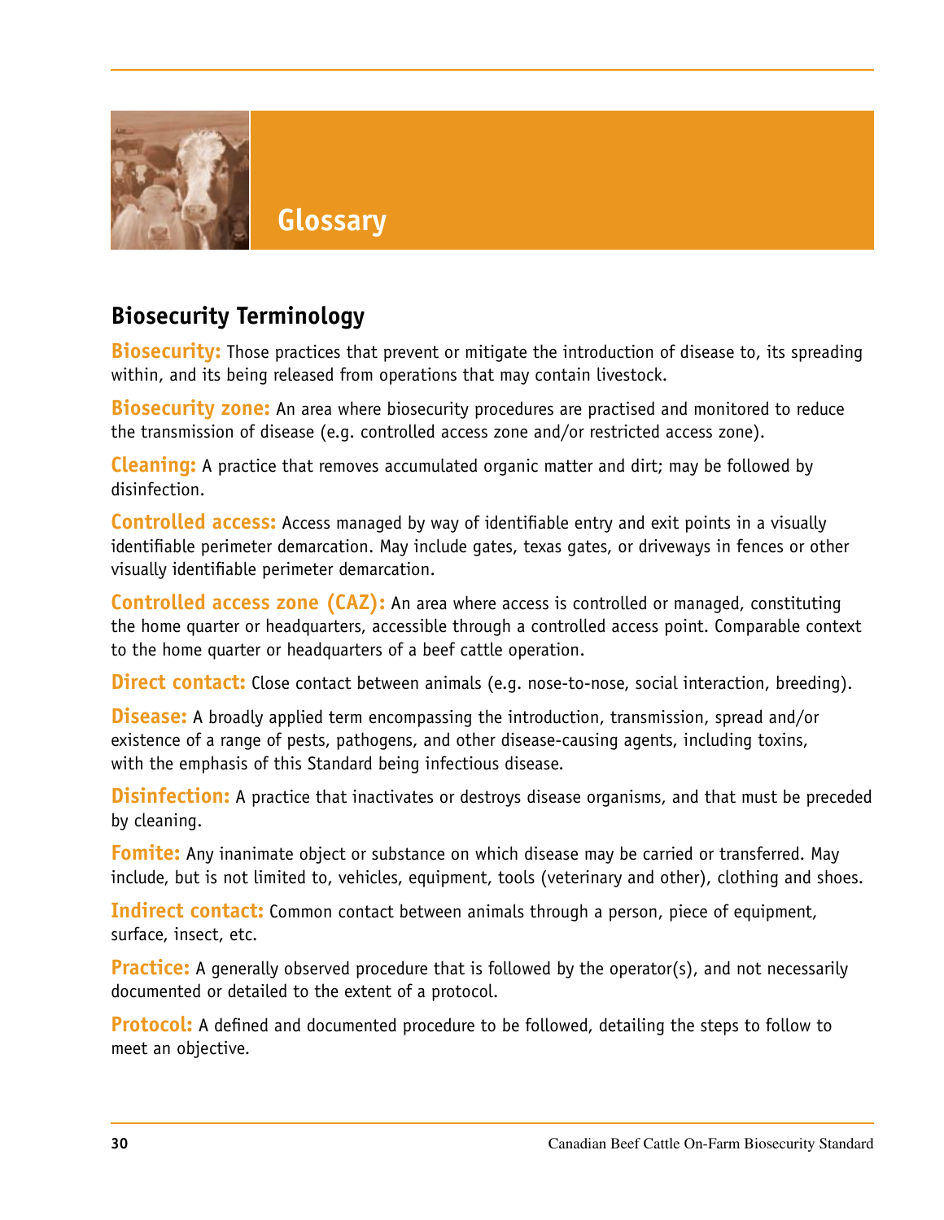# Glossary

## Biosecurity Terminology

**Biosecurity:** Those practices that prevent or mitigate the introduction of disease to, its spreading within, and its being released from operations that may contain livestock.

**Biosecurity zone:** An area where biosecurity procedures are practised and monitored to reduce the transmission of disease (e.g. controlled access zone and/or restricted access zone).

**Cleaning:** A practice that removes accumulated organic matter and dirt; may be followed by disinfection.

**Controlled access:** Access managed by way of identifiable entry and exit points in a visually identifiable perimeter demarcation. May include gates, texas gates, or driveways in fences or other visually identifiable perimeter demarcation.

**Controlled access zone (CAZ):** An area where access is controlled or managed, constituting the home quarter or headquarters, accessible through a controlled access point. Comparable context to the home quarter or headquarters of a beef cattle operation.

**Direct contact:** Close contact between animals (e.g. nose-to-nose, social interaction, breeding).

**Disease:** A broadly applied term encompassing the introduction, transmission, spread and/or existence of a range of pests, pathogens, and other disease-causing agents, including toxins, with the emphasis of this Standard being infectious disease.

**Disinfection:** A practice that inactivates or destroys disease organisms, and that must be preceded by cleaning.

**Fomite:** Any inanimate object or substance on which disease may be carried or transferred. May include, but is not limited to, vehicles, equipment, tools (veterinary and other), clothing and shoes.

**Indirect contact:** Common contact between animals through a person, piece of equipment, surface, insect, etc.

**Practice:** A generally observed procedure that is followed by the operator(s), and not necessarily documented or detailed to the extent of a protocol.

**Protocol:** A defined and documented procedure to be followed, detailing the steps to follow to meet an objective.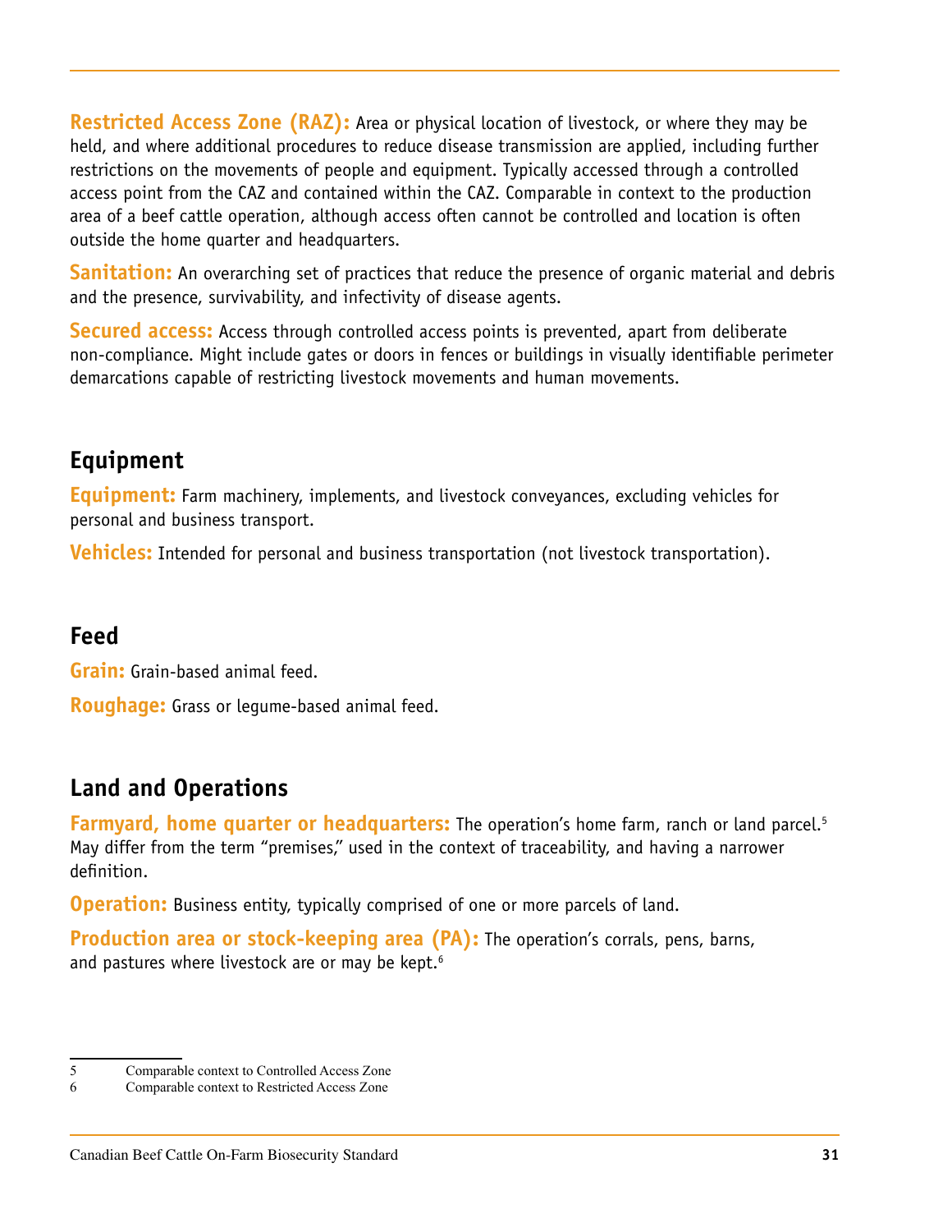**Restricted Access Zone (RAZ):** Area or physical location of livestock, or where they may be held, and where additional procedures to reduce disease transmission are applied, including further restrictions on the movements of people and equipment. Typically accessed through a controlled access point from the CAZ and contained within the CAZ. Comparable in context to the production area of a beef cattle operation, although access often cannot be controlled and location is often outside the home quarter and headquarters.

**Sanitation:** An overarching set of practices that reduce the presence of organic material and debris and the presence, survivability, and infectivity of disease agents.

**Secured access:** Access through controlled access points is prevented, apart from deliberate non-compliance. Might include gates or doors in fences or buildings in visually identifiable perimeter demarcations capable of restricting livestock movements and human movements.

## Equipment

**Equipment:** Farm machinery, implements, and livestock conveyances, excluding vehicles for personal and business transport.

**Vehicles:** Intended for personal and business transportation (not livestock transportation).

## Feed

**Grain:** Grain-based animal feed.

**Roughage:** Grass or legume-based animal feed.

## Land and Operations

**Farmyard, home quarter or headquarters:** The operation's home farm, ranch or land parcel.[5] May differ from the term "premises," used in the context of traceability, and having a narrower definition.

**Operation:** Business entity, typically comprised of one or more parcels of land.

**Production area or stock-keeping area (PA):** The operation's corrals, pens, barns, and pastures where livestock are or may be kept.[6]

---

5 Comparable context to Controlled Access Zone

6 Comparable context to Restricted Access Zone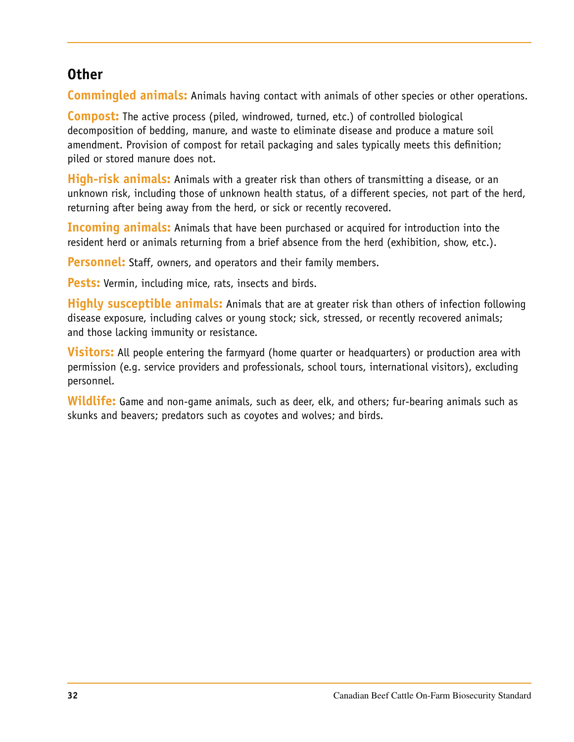## Other

**Commingled animals:** Animals having contact with animals of other species or other operations.

**Compost:** The active process (piled, windrowed, turned, etc.) of controlled biological decomposition of bedding, manure, and waste to eliminate disease and produce a mature soil amendment. Provision of compost for retail packaging and sales typically meets this definition; piled or stored manure does not.

**High-risk animals:** Animals with a greater risk than others of transmitting a disease, or an unknown risk, including those of unknown health status, of a different species, not part of the herd, returning after being away from the herd, or sick or recently recovered.

**Incoming animals:** Animals that have been purchased or acquired for introduction into the resident herd or animals returning from a brief absence from the herd (exhibition, show, etc.).

**Personnel:** Staff, owners, and operators and their family members.

**Pests:** Vermin, including mice, rats, insects and birds.

**Highly susceptible animals:** Animals that are at greater risk than others of infection following disease exposure, including calves or young stock; sick, stressed, or recently recovered animals; and those lacking immunity or resistance.

**Visitors:** All people entering the farmyard (home quarter or headquarters) or production area with permission (e.g. service providers and professionals, school tours, international visitors), excluding personnel.

**Wildlife:** Game and non-game animals, such as deer, elk, and others; fur-bearing animals such as skunks and beavers; predators such as coyotes and wolves; and birds.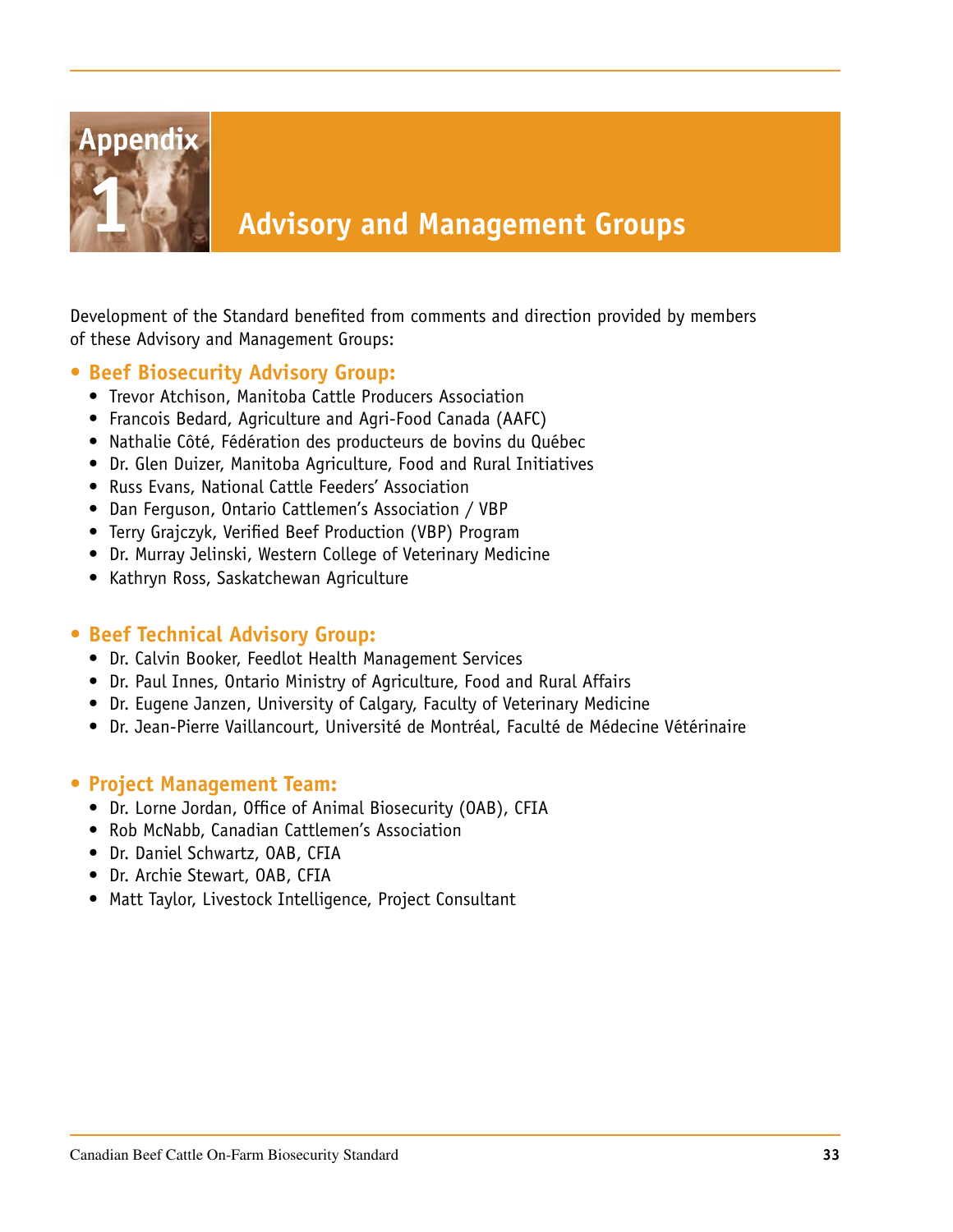# Appendix 1

## Advisory and Management Groups

Development of the Standard benefited from comments and direction provided by members of these Advisory and Management Groups:

- **Beef Biosecurity Advisory Group:**
  - Trevor Atchison, Manitoba Cattle Producers Association
  - Francois Bedard, Agriculture and Agri-Food Canada (AAFC)
  - Nathalie Côté, Fédération des producteurs de bovins du Québec
  - Dr. Glen Duizer, Manitoba Agriculture, Food and Rural Initiatives
  - Russ Evans, National Cattle Feeders' Association
  - Dan Ferguson, Ontario Cattlemen's Association / VBP
  - Terry Grajczyk, Verified Beef Production (VBP) Program
  - Dr. Murray Jelinski, Western College of Veterinary Medicine
  - Kathryn Ross, Saskatchewan Agriculture

- **Beef Technical Advisory Group:**
  - Dr. Calvin Booker, Feedlot Health Management Services
  - Dr. Paul Innes, Ontario Ministry of Agriculture, Food and Rural Affairs
  - Dr. Eugene Janzen, University of Calgary, Faculty of Veterinary Medicine
  - Dr. Jean-Pierre Vaillancourt, Université de Montréal, Faculté de Médecine Vétérinaire

- **Project Management Team:**
  - Dr. Lorne Jordan, Office of Animal Biosecurity (OAB), CFIA
  - Rob McNabb, Canadian Cattlemen's Association
  - Dr. Daniel Schwartz, OAB, CFIA
  - Dr. Archie Stewart, OAB, CFIA
  - Matt Taylor, Livestock Intelligence, Project Consultant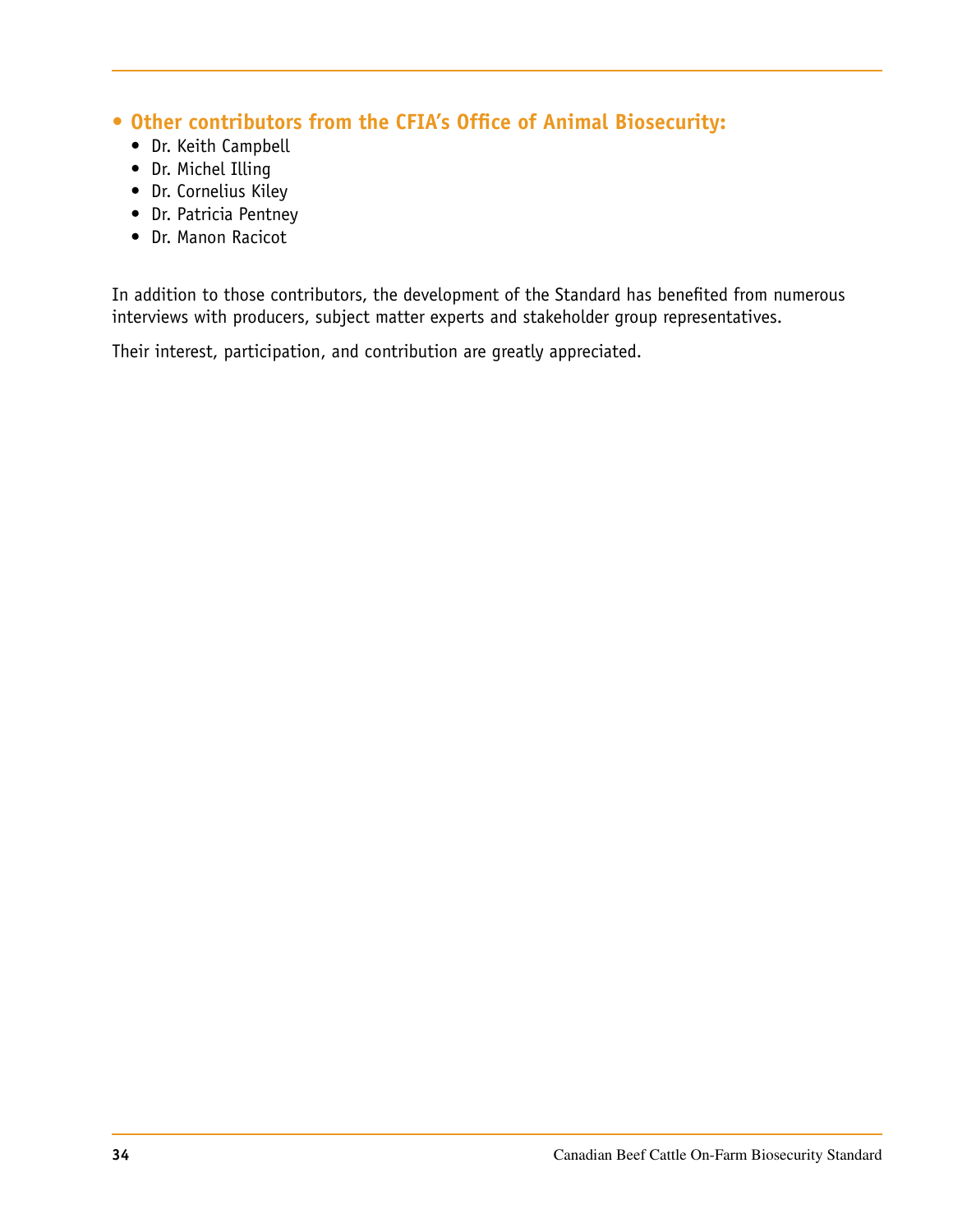- **Other contributors from the CFIA's Office of Animal Biosecurity:**
  - Dr. Keith Campbell
  - Dr. Michel Illing
  - Dr. Cornelius Kiley
  - Dr. Patricia Pentney
  - Dr. Manon Racicot

In addition to those contributors, the development of the Standard has benefited from numerous interviews with producers, subject matter experts and stakeholder group representatives.

Their interest, participation, and contribution are greatly appreciated.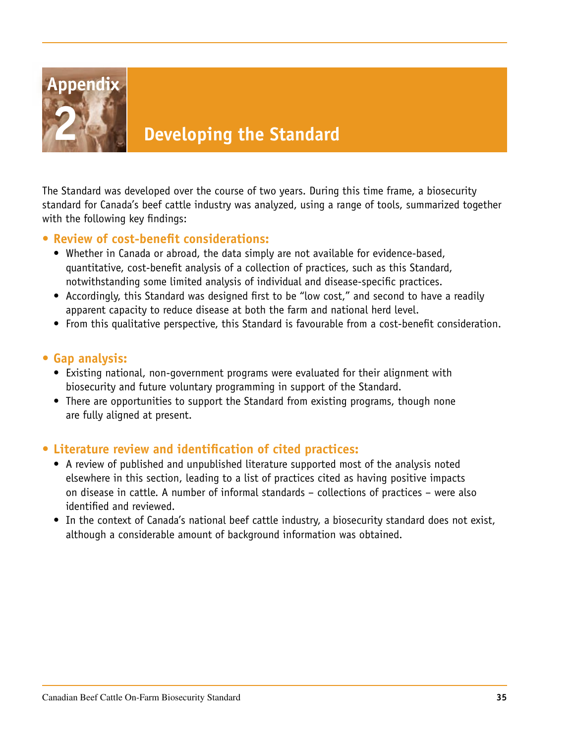# Appendix 2

## Developing the Standard

The Standard was developed over the course of two years. During this time frame, a biosecurity standard for Canada's beef cattle industry was analyzed, using a range of tools, summarized together with the following key findings:

- **Review of cost-benefit considerations:**
  - Whether in Canada or abroad, the data simply are not available for evidence-based, quantitative, cost-benefit analysis of a collection of practices, such as this Standard, notwithstanding some limited analysis of individual and disease-specific practices.
  - Accordingly, this Standard was designed first to be "low cost," and second to have a readily apparent capacity to reduce disease at both the farm and national herd level.
  - From this qualitative perspective, this Standard is favourable from a cost-benefit consideration.

- **Gap analysis:**
  - Existing national, non-government programs were evaluated for their alignment with biosecurity and future voluntary programming in support of the Standard.
  - There are opportunities to support the Standard from existing programs, though none are fully aligned at present.

- **Literature review and identification of cited practices:**
  - A review of published and unpublished literature supported most of the analysis noted elsewhere in this section, leading to a list of practices cited as having positive impacts on disease in cattle. A number of informal standards – collections of practices – were also identified and reviewed.
  - In the context of Canada's national beef cattle industry, a biosecurity standard does not exist, although a considerable amount of background information was obtained.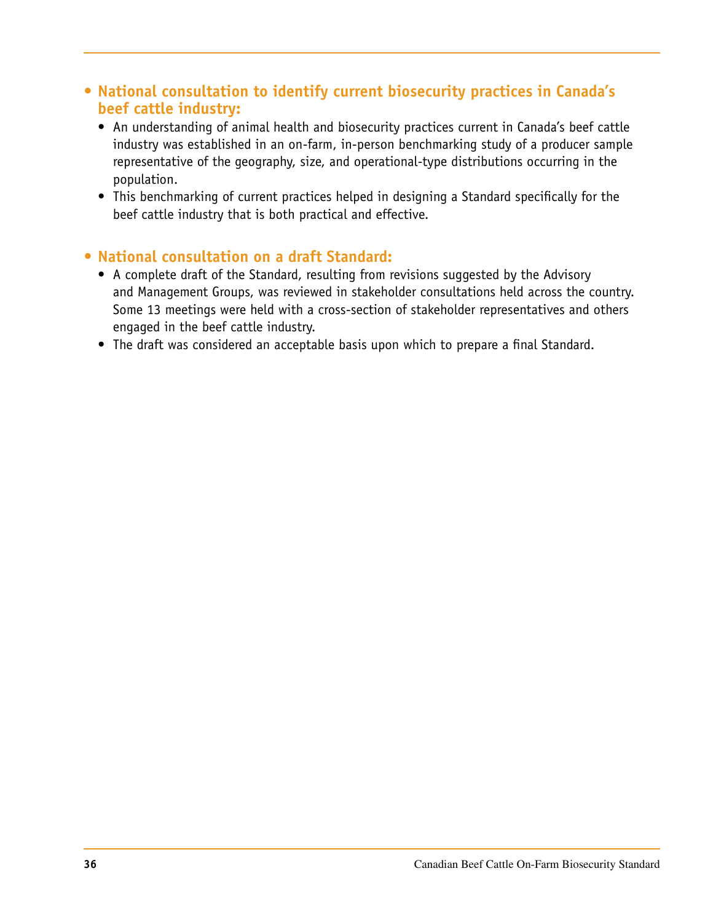- **National consultation to identify current biosecurity practices in Canada's beef cattle industry:**
  - An understanding of animal health and biosecurity practices current in Canada's beef cattle industry was established in an on-farm, in-person benchmarking study of a producer sample representative of the geography, size, and operational-type distributions occurring in the population.
  - This benchmarking of current practices helped in designing a Standard specifically for the beef cattle industry that is both practical and effective.

- **National consultation on a draft Standard:**
  - A complete draft of the Standard, resulting from revisions suggested by the Advisory and Management Groups, was reviewed in stakeholder consultations held across the country. Some 13 meetings were held with a cross-section of stakeholder representatives and others engaged in the beef cattle industry.
  - The draft was considered an acceptable basis upon which to prepare a final Standard.